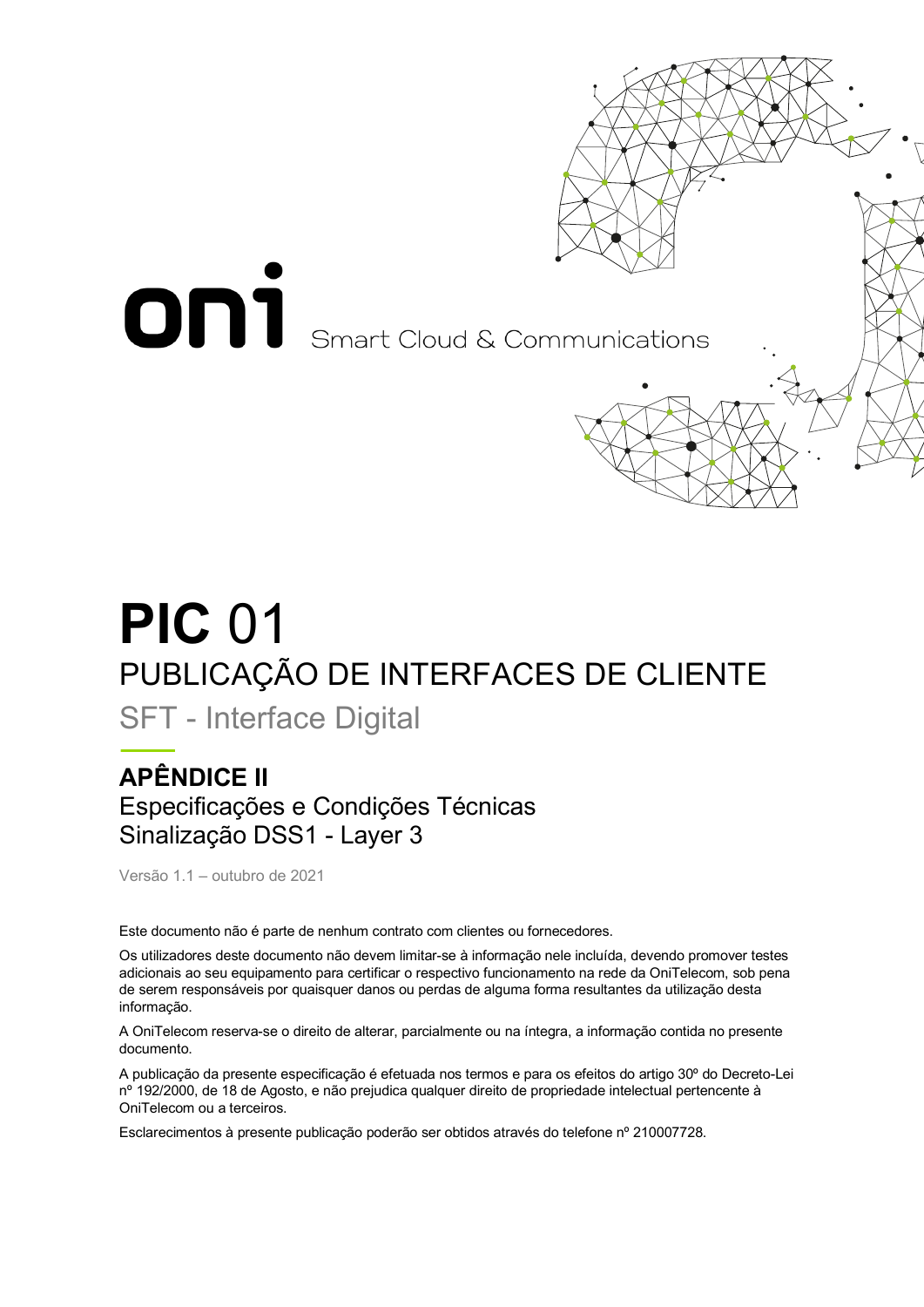oni Smart Cloud & Communications

# **PIC** 01

## PUBLICAÇÃO DE INTERFACES DE CLIENTE

SFT - Interface Digital

## APÊNDICE II

Especificações e Condições Técnicas
Sinalização DSS1 - Layer 3

Versão 1.1 – outubro de 2021

Este documento não é parte de nenhum contrato com clientes ou fornecedores.

Os utilizadores deste documento não devem limitar-se à informação nele incluída, devendo promover testes adicionais ao seu equipamento para certificar o respectivo funcionamento na rede da OniTelecom, sob pena de serem responsáveis por quaisquer danos ou perdas de alguma forma resultantes da utilização desta informação.

A OniTelecom reserva-se o direito de alterar, parcialmente ou na íntegra, a informação contida no presente documento.

A publicação da presente especificação é efetuada nos termos e para os efeitos do artigo 30º do Decreto-Lei nº 192/2000, de 18 de Agosto, e não prejudica qualquer direito de propriedade intelectual pertencente à OniTelecom ou a terceiros.

Esclarecimentos à presente publicação poderão ser obtidos através do telefone nº 210007728.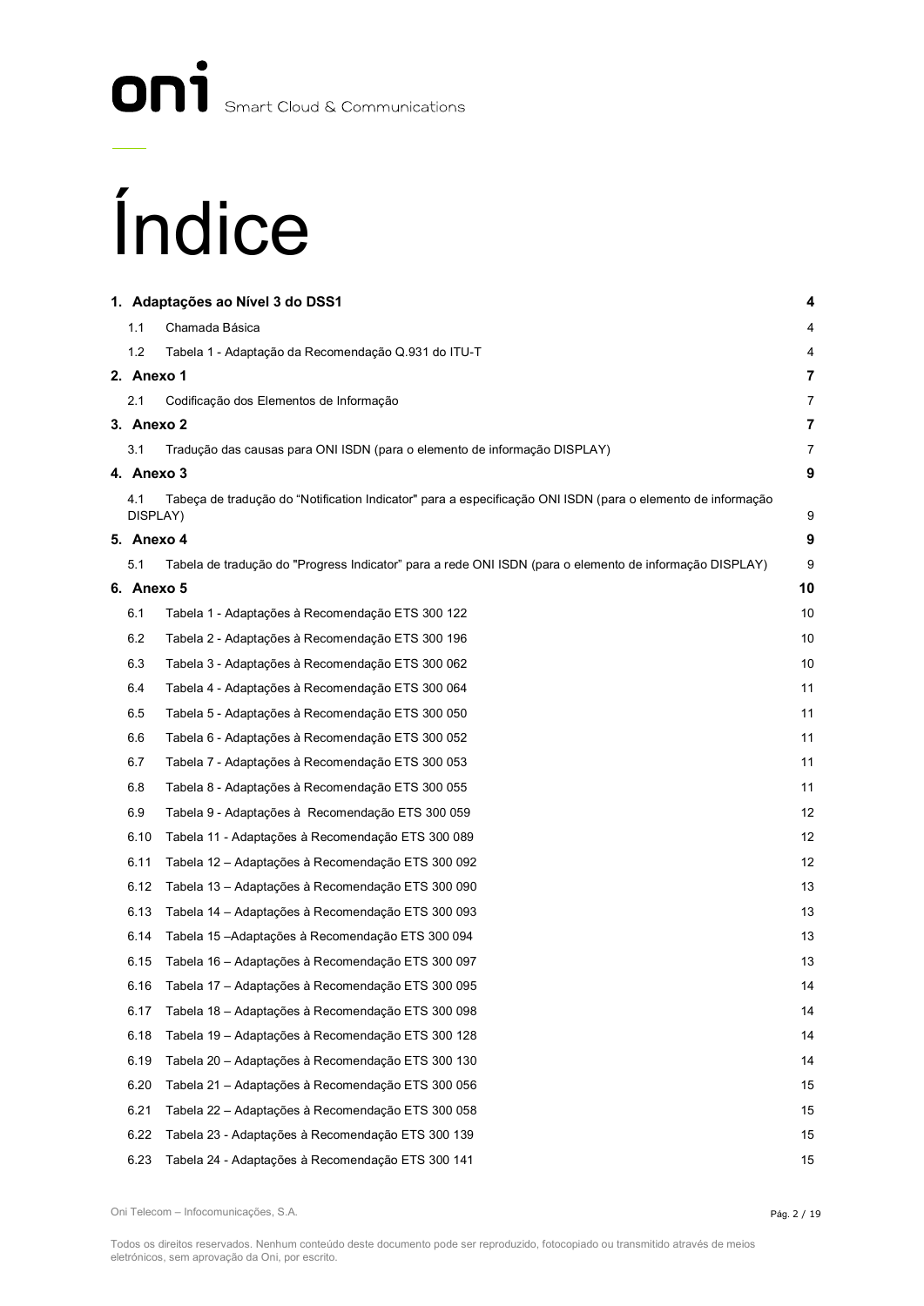# Índice

| | | |
|---|---|---|
| **1. Adaptações ao Nível 3 do DSS1** | | **4** |
| 1.1 | Chamada Básica | 4 |
| 1.2 | Tabela 1 - Adaptação da Recomendação Q.931 do ITU-T | 4 |
| **2. Anexo 1** | | **7** |
| 2.1 | Codificação dos Elementos de Informação | 7 |
| **3. Anexo 2** | | **7** |
| 3.1 | Tradução das causas para ONI ISDN (para o elemento de informação DISPLAY) | 7 |
| **4. Anexo 3** | | **9** |
| 4.1 | Tabeça de tradução do "Notification Indicator" para a especificação ONI ISDN (para o elemento de informação DISPLAY) | 9 |
| **5. Anexo 4** | | **9** |
| 5.1 | Tabela de tradução do "Progress Indicator" para a rede ONI ISDN (para o elemento de informação DISPLAY) | 9 |
| **6. Anexo 5** | | **10** |
| 6.1 | Tabela 1 - Adaptações à Recomendação ETS 300 122 | 10 |
| 6.2 | Tabela 2 - Adaptações à Recomendação ETS 300 196 | 10 |
| 6.3 | Tabela 3 - Adaptações à Recomendação ETS 300 062 | 10 |
| 6.4 | Tabela 4 - Adaptações à Recomendação ETS 300 064 | 11 |
| 6.5 | Tabela 5 - Adaptações à Recomendação ETS 300 050 | 11 |
| 6.6 | Tabela 6 - Adaptações à Recomendação ETS 300 052 | 11 |
| 6.7 | Tabela 7 - Adaptações à Recomendação ETS 300 053 | 11 |
| 6.8 | Tabela 8 - Adaptações à Recomendação ETS 300 055 | 11 |
| 6.9 | Tabela 9 - Adaptações à Recomendação ETS 300 059 | 12 |
| 6.10 | Tabela 11 - Adaptações à Recomendação ETS 300 089 | 12 |
| 6.11 | Tabela 12 – Adaptações à Recomendação ETS 300 092 | 12 |
| 6.12 | Tabela 13 – Adaptações à Recomendação ETS 300 090 | 13 |
| 6.13 | Tabela 14 – Adaptações à Recomendação ETS 300 093 | 13 |
| 6.14 | Tabela 15 –Adaptações à Recomendação ETS 300 094 | 13 |
| 6.15 | Tabela 16 – Adaptações à Recomendação ETS 300 097 | 13 |
| 6.16 | Tabela 17 – Adaptações à Recomendação ETS 300 095 | 14 |
| 6.17 | Tabela 18 – Adaptações à Recomendação ETS 300 098 | 14 |
| 6.18 | Tabela 19 – Adaptações à Recomendação ETS 300 128 | 14 |
| 6.19 | Tabela 20 – Adaptações à Recomendação ETS 300 130 | 14 |
| 6.20 | Tabela 21 – Adaptações à Recomendação ETS 300 056 | 15 |
| 6.21 | Tabela 22 – Adaptações à Recomendação ETS 300 058 | 15 |
| 6.22 | Tabela 23 - Adaptações à Recomendação ETS 300 139 | 15 |
| 6.23 | Tabela 24 - Adaptações à Recomendação ETS 300 141 | 15 |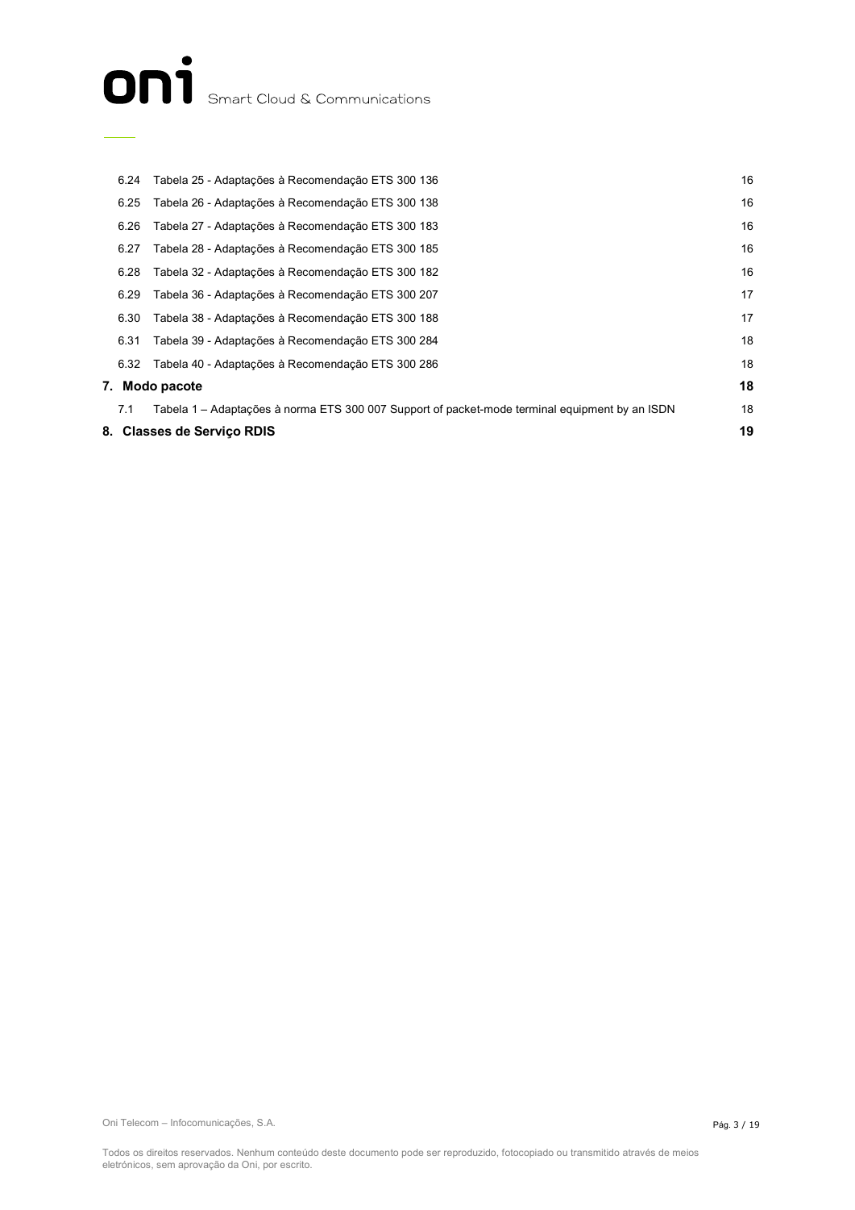| | | |
|---|---|---|
| 6.24 | Tabela 25 - Adaptações à Recomendação ETS 300 136 | 16 |
| 6.25 | Tabela 26 - Adaptações à Recomendação ETS 300 138 | 16 |
| 6.26 | Tabela 27 - Adaptações à Recomendação ETS 300 183 | 16 |
| 6.27 | Tabela 28 - Adaptações à Recomendação ETS 300 185 | 16 |
| 6.28 | Tabela 32 - Adaptações à Recomendação ETS 300 182 | 16 |
| 6.29 | Tabela 36 - Adaptações à Recomendação ETS 300 207 | 17 |
| 6.30 | Tabela 38 - Adaptações à Recomendação ETS 300 188 | 17 |
| 6.31 | Tabela 39 - Adaptações à Recomendação ETS 300 284 | 18 |
| 6.32 | Tabela 40 - Adaptações à Recomendação ETS 300 286 | 18 |
| **7.** | **Modo pacote** | **18** |
| 7.1 | Tabela 1 – Adaptações à norma ETS 300 007 Support of packet-mode terminal equipment by an ISDN | 18 |
| **8.** | **Classes de Serviço RDIS** | **19** |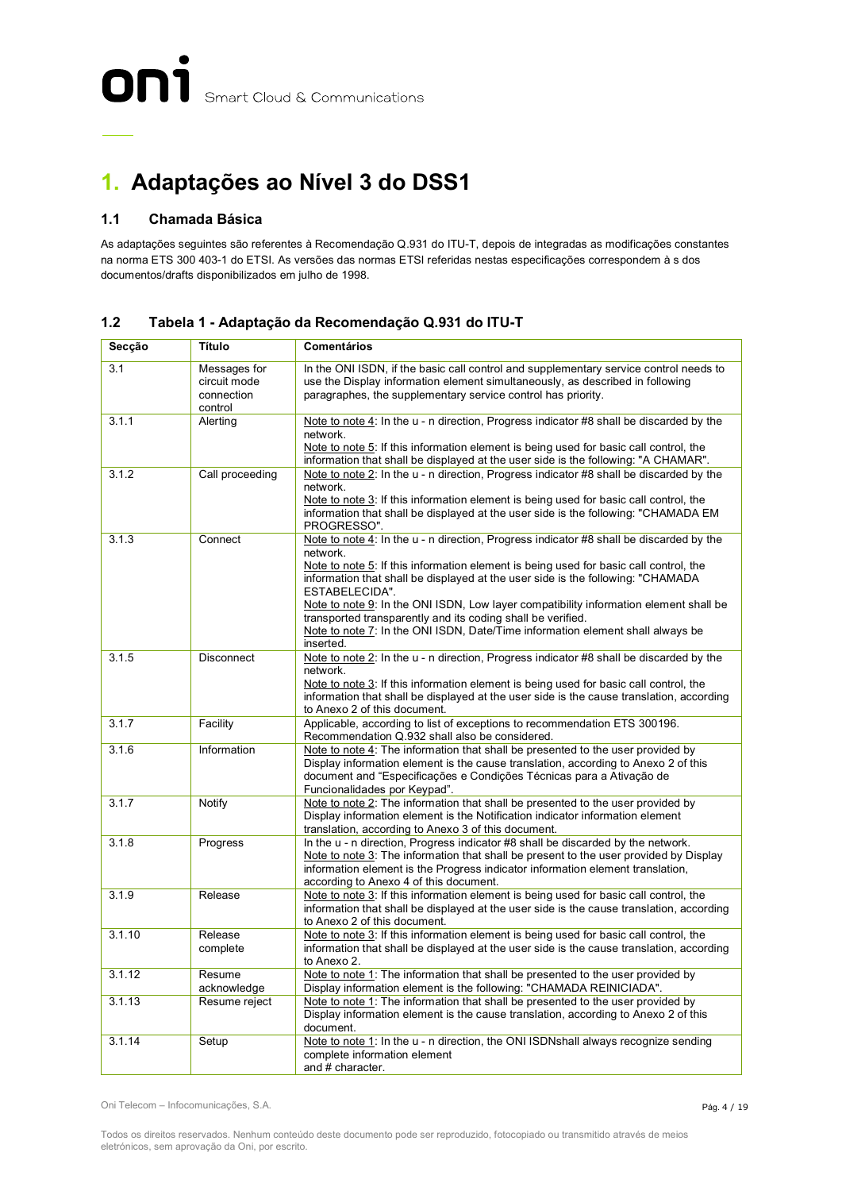# 1. Adaptações ao Nível 3 do DSS1

## 1.1 Chamada Básica

As adaptações seguintes são referentes à Recomendação Q.931 do ITU-T, depois de integradas as modificações constantes na norma ETS 300 403-1 do ETSI. As versões das normas ETSI referidas nestas especificações correspondem à s dos documentos/drafts disponibilizados em julho de 1998.

## 1.2 Tabela 1 - Adaptação da Recomendação Q.931 do ITU-T

| Secção | Título | Comentários |
|---|---|---|
| 3.1 | Messages for circuit mode connection control | In the ONI ISDN, if the basic call control and supplementary service control needs to use the Display information element simultaneously, as described in following paragraphes, the supplementary service control has priority. |
| 3.1.1 | Alerting | Note to note 4: In the u - n direction, Progress indicator #8 shall be discarded by the network.<br>Note to note 5: If this information element is being used for basic call control, the information that shall be displayed at the user side is the following: "A CHAMAR". |
| 3.1.2 | Call proceeding | Note to note 2: In the u - n direction, Progress indicator #8 shall be discarded by the network.<br>Note to note 3: If this information element is being used for basic call control, the information that shall be displayed at the user side is the following: "CHAMADA EM PROGRESSO". |
| 3.1.3 | Connect | Note to note 4: In the u - n direction, Progress indicator #8 shall be discarded by the network.<br>Note to note 5: If this information element is being used for basic call control, the information that shall be displayed at the user side is the following: "CHAMADA ESTABELECIDA".<br>Note to note 9: In the ONI ISDN, Low layer compatibility information element shall be transported transparently and its coding shall be verified.<br>Note to note 7: In the ONI ISDN, Date/Time information element shall always be inserted. |
| 3.1.5 | Disconnect | Note to note 2: In the u - n direction, Progress indicator #8 shall be discarded by the network.<br>Note to note 3: If this information element is being used for basic call control, the information that shall be displayed at the user side is the cause translation, according to Anexo 2 of this document. |
| 3.1.7 | Facility | Applicable, according to list of exceptions to recommendation ETS 300196. Recommendation Q.932 shall also be considered. |
| 3.1.6 | Information | Note to note 4: The information that shall be presented to the user provided by Display information element is the cause translation, according to Anexo 2 of this document and "Especificações e Condições Técnicas para a Ativação de Funcionalidades por Keypad". |
| 3.1.7 | Notify | Note to note 2: The information that shall be presented to the user provided by Display information element is the Notification indicator information element translation, according to Anexo 3 of this document. |
| 3.1.8 | Progress | In the u - n direction, Progress indicator #8 shall be discarded by the network.<br>Note to note 3: The information that shall be present to the user provided by Display information element is the Progress indicator information element translation, according to Anexo 4 of this document. |
| 3.1.9 | Release | Note to note 3: If this information element is being used for basic call control, the information that shall be displayed at the user side is the cause translation, according to Anexo 2 of this document. |
| 3.1.10 | Release complete | Note to note 3: If this information element is being used for basic call control, the information that shall be displayed at the user side is the cause translation, according to Anexo 2. |
| 3.1.12 | Resume acknowledge | Note to note 1: The information that shall be presented to the user provided by Display information element is the following: "CHAMADA REINICIADA". |
| 3.1.13 | Resume reject | Note to note 1: The information that shall be presented to the user provided by Display information element is the cause translation, according to Anexo 2 of this document. |
| 3.1.14 | Setup | Note to note 1: In the u - n direction, the ONI ISDNshall always recognize sending complete information element<br>and # character. |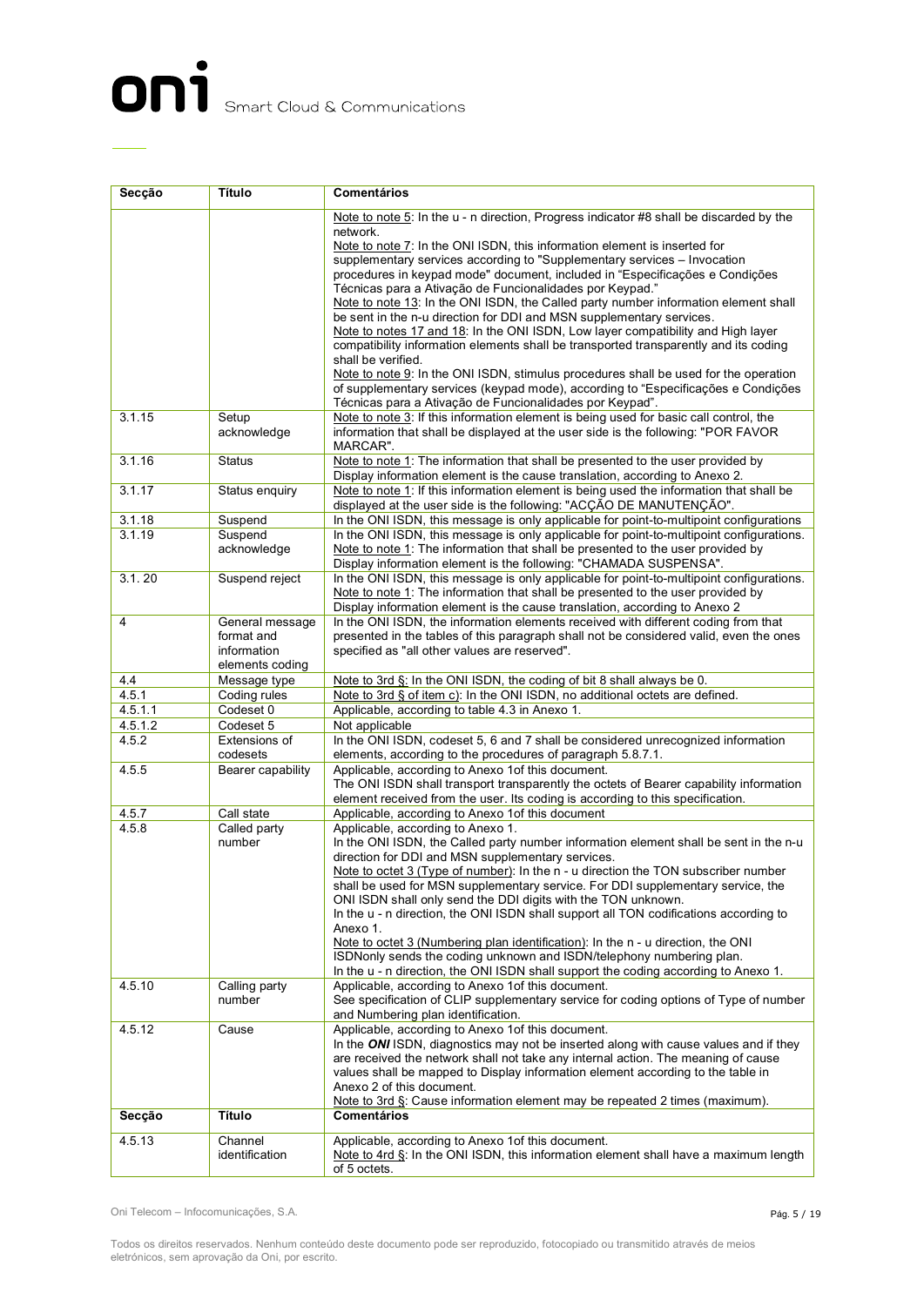| Secção | Título | Comentários |
|---|---|---|
| | | Note to note 5: In the u - n direction, Progress indicator #8 shall be discarded by the network.<br>Note to note 7: In the ONI ISDN, this information element is inserted for supplementary services according to "Supplementary services – Invocation procedures in keypad mode" document, included in "Especificações e Condições Técnicas para a Ativação de Funcionalidades por Keypad."<br>Note to note 13: In the ONI ISDN, the Called party number information element shall be sent in the n-u direction for DDI and MSN supplementary services.<br>Note to notes 17 and 18: In the ONI ISDN, Low layer compatibility and High layer compatibility information elements shall be transported transparently and its coding shall be verified.<br>Note to note 9: In the ONI ISDN, stimulus procedures shall be used for the operation of supplementary services (keypad mode), according to "Especificações e Condições Técnicas para a Ativação de Funcionalidades por Keypad". |
| 3.1.15 | Setup acknowledge | Note to note 3: If this information element is being used for basic call control, the information that shall be displayed at the user side is the following: "POR FAVOR MARCAR". |
| 3.1.16 | Status | Note to note 1: The information that shall be presented to the user provided by Display information element is the cause translation, according to Anexo 2. |
| 3.1.17 | Status enquiry | Note to note 1: If this information element is being used the information that shall be displayed at the user side is the following: "ACÇÃO DE MANUTENÇÃO". |
| 3.1.18 | Suspend | In the ONI ISDN, this message is only applicable for point-to-multipoint configurations |
| 3.1.19 | Suspend acknowledge | In the ONI ISDN, this message is only applicable for point-to-multipoint configurations.<br>Note to note 1: The information that shall be presented to the user provided by Display information element is the following: "CHAMADA SUSPENSA". |
| 3.1. 20 | Suspend reject | In the ONI ISDN, this message is only applicable for point-to-multipoint configurations.<br>Note to note 1: The information that shall be presented to the user provided by Display information element is the cause translation, according to Anexo 2 |
| 4 | General message format and information elements coding | In the ONI ISDN, the information elements received with different coding from that presented in the tables of this paragraph shall not be considered valid, even the ones specified as "all other values are reserved". |
| 4.4 | Message type | Note to 3rd §: In the ONI ISDN, the coding of bit 8 shall always be 0. |
| 4.5.1 | Coding rules | Note to 3rd § of item c): In the ONI ISDN, no additional octets are defined. |
| 4.5.1.1 | Codeset 0 | Applicable, according to table 4.3 in Anexo 1. |
| 4.5.1.2 | Codeset 5 | Not applicable |
| 4.5.2 | Extensions of codesets | In the ONI ISDN, codeset 5, 6 and 7 shall be considered unrecognized information elements, according to the procedures of paragraph 5.8.7.1. |
| 4.5.5 | Bearer capability | Applicable, according to Anexo 1of this document.<br>The ONI ISDN shall transport transparently the octets of Bearer capability information element received from the user. Its coding is according to this specification. |
| 4.5.7 | Call state | Applicable, according to Anexo 1of this document |
| 4.5.8 | Called party number | Applicable, according to Anexo 1.<br>In the ONI ISDN, the Called party number information element shall be sent in the n-u direction for DDI and MSN supplementary services.<br>Note to octet 3 (Type of number): In the n - u direction the TON subscriber number shall be used for MSN supplementary services. For DDI supplementary service, the ONI ISDN shall only send the DDI digits with the TON unknown.<br>In the u - n direction, the ONI ISDN shall support all TON codifications according to Anexo 1.<br>Note to octet 3 (Numbering plan identification): In the n - u direction, the ONI ISDNonly sends the coding unknown and ISDN/telephony numbering plan.<br>In the u - n direction, the ONI ISDN shall support the coding according to Anexo 1. |
| 4.5.10 | Calling party number | Applicable, according to Anexo 1of this document.<br>See specification of CLIP supplementary service for coding options of Type of number and Numbering plan identification. |
| 4.5.12 | Cause | Applicable, according to Anexo 1of this document.<br>In the ***ONI*** ISDN, diagnostics may not be inserted along with cause values and if they are received the network shall not take any internal action. The meaning of cause values shall be mapped to Display information element according to the table in Anexo 2 of this document.<br>Note to 3rd §: Cause information element may be repeated 2 times (maximum). |
| 4.5.13 | Channel identification | Applicable, according to Anexo 1of this document.<br>Note to 4rd §: In the ONI ISDN, this information element shall have a maximum length of 5 octets. |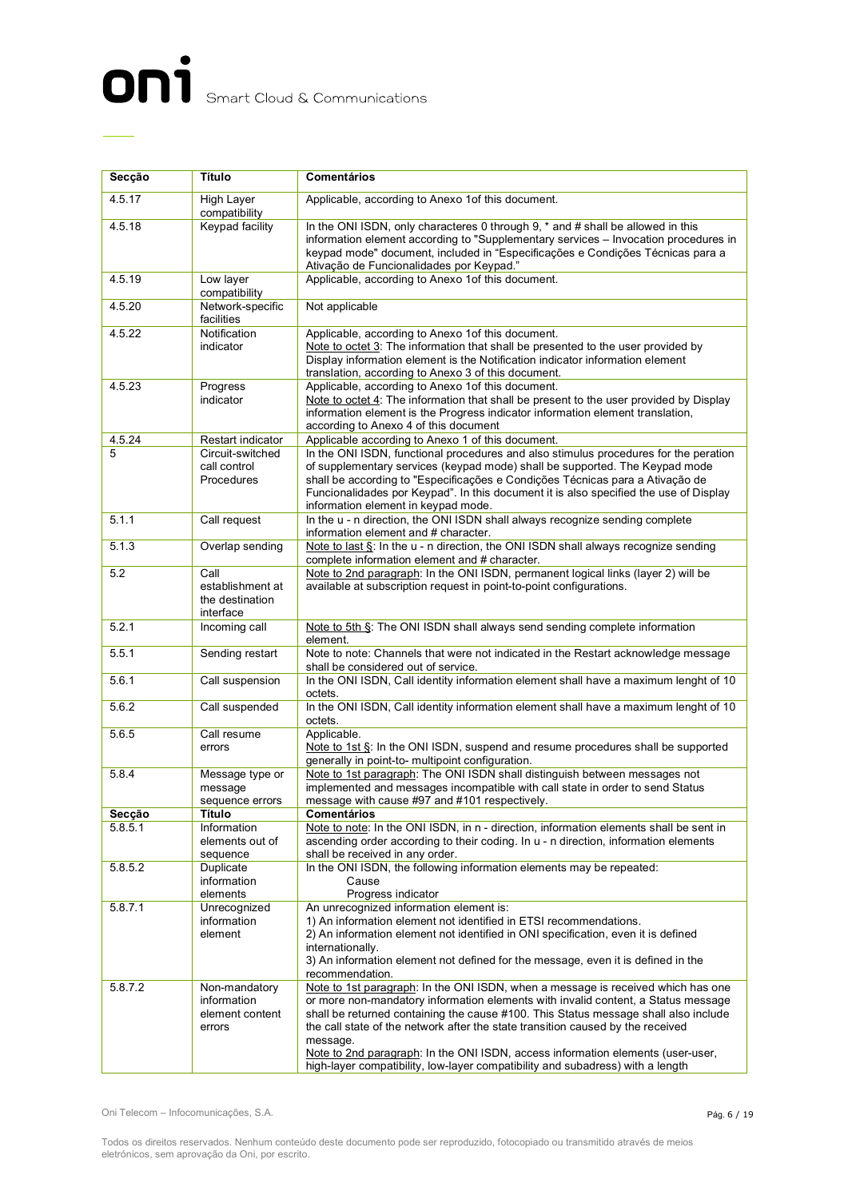| Secção | Título | Comentários |
|---|---|---|
| 4.5.17 | High Layer compatibility | Applicable, according to Anexo 1of this document. |
| 4.5.18 | Keypad facility | In the ONI ISDN, only characteres 0 through 9, * and # shall be allowed in this information element according to "Supplementary services – Invocation procedures in keypad mode" document, included in "Especificações e Condições Técnicas para a Ativação de Funcionalidades por Keypad." |
| 4.5.19 | Low layer compatibility | Applicable, according to Anexo 1of this document. |
| 4.5.20 | Network-specific facilities | Not applicable |
| 4.5.22 | Notification indicator | Applicable, according to Anexo 1of this document.<br>Note to octet 3: The information that shall be presented to the user provided by Display information element is the Notification indicator information element translation, according to Anexo 3 of this document. |
| 4.5.23 | Progress indicator | Applicable, according to Anexo 1of this document.<br>Note to octet 4: The information that shall be present to the user provided by Display information element is the Progress indicator information element translation, according to Anexo 4 of this document |
| 4.5.24 | Restart indicator | Applicable according to Anexo 1 of this document. |
| 5 | Circuit-switched call control Procedures | In the ONI ISDN, functional procedures and also stimulus procedures for the peration of supplementary services (keypad mode) shall be supported. The Keypad mode shall be according to "Especificações e Condições Técnicas para a Ativação de Funcionalidades por Keypad". In this document it is also specified the use of Display information element in keypad mode. |
| 5.1.1 | Call request | In the u - n direction, the ONI ISDN shall always recognize sending complete information element and # character. |
| 5.1.3 | Overlap sending | Note to last §: In the u - n direction, the ONI ISDN shall always recognize sending complete information element and # character. |
| 5.2 | Call establishment at the destination interface | Note to 2nd paragraph: In the ONI ISDN, permanent logical links (layer 2) will be available at subscription request in point-to-point configurations. |
| 5.2.1 | Incoming call | Note to 5th §: The ONI ISDN shall always send sending complete information element. |
| 5.5.1 | Sending restart | Note to note: Channels that were not indicated in the Restart acknowledge message shall be considered out of service. |
| 5.6.1 | Call suspension | In the ONI ISDN, Call identity information element shall have a maximum lenght of 10 octets. |
| 5.6.2 | Call suspended | In the ONI ISDN, Call identity information element shall have a maximum lenght of 10 octets. |
| 5.6.5 | Call resume errors | Applicable.<br>Note to 1st §: In the ONI ISDN, suspend and resume procedures shall be supported generally in point-to- multipoint configuration. |
| 5.8.4 | Message type or message sequence errors | Note to 1st paragraph: The ONI ISDN shall distinguish between messages not implemented and messages incompatible with call state in order to send Status message with cause #97 and #101 respectively. |
| **Secção** | **Título** | **Comentários** |
| 5.8.5.1 | Information elements out of sequence | Note to note: In the ONI ISDN, in n - direction, information elements shall be sent in ascending order according to their coding. In u - n direction, information elements shall be received in any order. |
| 5.8.5.2 | Duplicate information elements | In the ONI ISDN, the following information elements may be repeated:<br>Cause<br>Progress indicator |
| 5.8.7.1 | Unrecognized information element | An unrecognized information element is:<br>1) An information element not identified in ETSI recommendations.<br>2) An information element not identified in ONI specification, even it is defined internationally.<br>3) An information element not defined for the message, even it is defined in the recommendation. |
| 5.8.7.2 | Non-mandatory information element content errors | Note to 1st paragraph: In the ONI ISDN, when a message is received which has one or more non-mandatory information elements with invalid content, a Status message shall be returned containing the cause #100. This Status message shall also include the call state of the network after the state transition caused by the received message.<br>Note to 2nd paragraph: In the ONI ISDN, access information elements (user-user, high-layer compatibility, low-layer compatibility and subadress) with a length |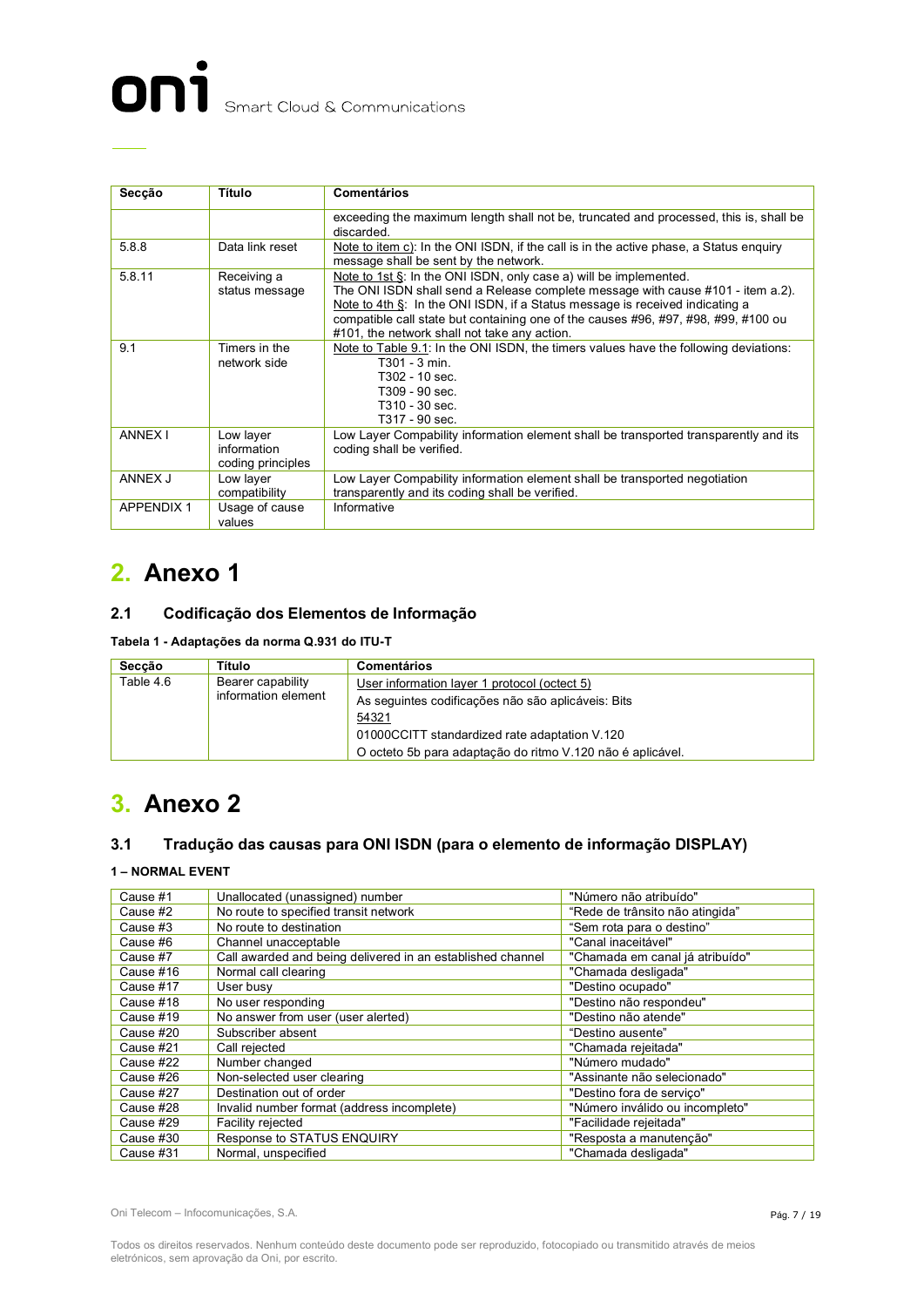| Secção | Título | Comentários |
|---|---|---|
| | | exceeding the maximum length shall not be, truncated and processed, this is, shall be discarded. |
| 5.8.8 | Data link reset | Note to item c): In the ONI ISDN, if the call is in the active phase, a Status enquiry message shall be sent by the network. |
| 5.8.11 | Receiving a status message | Note to 1st §: In the ONI ISDN, only case a) will be implemented. The ONI ISDN shall send a Release complete message with cause #101 - item a.2). Note to 4th §: In the ONI ISDN, if a Status message is received indicating a compatible call state but containing one of the causes #96, #97, #98, #99, #100 ou #101, the network shall not take any action. |
| 9.1 | Timers in the network side | Note to Table 9.1: In the ONI ISDN, the timers values have the following deviations: T301 - 3 min. T302 - 10 sec. T309 - 90 sec. T310 - 30 sec. T317 - 90 sec. |
| ANNEX I | Low layer information coding principles | Low Layer Compability information element shall be transported transparently and its coding shall be verified. |
| ANNEX J | Low layer compatibility | Low Layer Compability information element shall be transported negotiation transparently and its coding shall be verified. |
| APPENDIX 1 | Usage of cause values | Informative |

# 2. Anexo 1

## 2.1 Codificação dos Elementos de Informação

**Tabela 1 - Adaptações da norma Q.931 do ITU-T**

| Secção | Título | Comentários |
|---|---|---|
| Table 4.6 | Bearer capability information element | User information layer 1 protocol (octect 5)<br>As seguintes codificações não são aplicáveis: Bits<br>54321<br>01000CCITT standardized rate adaptation V.120<br>O octeto 5b para adaptação do ritmo V.120 não é aplicável. |

# 3. Anexo 2

## 3.1 Tradução das causas para ONI ISDN (para o elemento de informação DISPLAY)

**1 – NORMAL EVENT**

| | | |
|---|---|---|
| Cause #1 | Unallocated (unassigned) number | "Número não atribuído" |
| Cause #2 | No route to specified transit network | "Rede de trânsito não atingida" |
| Cause #3 | No route to destination | "Sem rota para o destino" |
| Cause #6 | Channel unacceptable | "Canal inaceitável" |
| Cause #7 | Call awarded and being delivered in an established channel | "Chamada em canal já atribuído" |
| Cause #16 | Normal call clearing | "Chamada desligada" |
| Cause #17 | User busy | "Destino ocupado" |
| Cause #18 | No user responding | "Destino não respondeu" |
| Cause #19 | No answer from user (user alerted) | "Destino não atende" |
| Cause #20 | Subscriber absent | "Destino ausente" |
| Cause #21 | Call rejected | "Chamada rejeitada" |
| Cause #22 | Number changed | "Número mudado" |
| Cause #26 | Non-selected user clearing | "Assinante não selecionado" |
| Cause #27 | Destination out of order | "Destino fora de serviço" |
| Cause #28 | Invalid number format (address incomplete) | "Número inválido ou incompleto" |
| Cause #29 | Facility rejected | "Facilidade rejeitada" |
| Cause #30 | Response to STATUS ENQUIRY | "Resposta a manutenção" |
| Cause #31 | Normal, unspecified | "Chamada desligada" |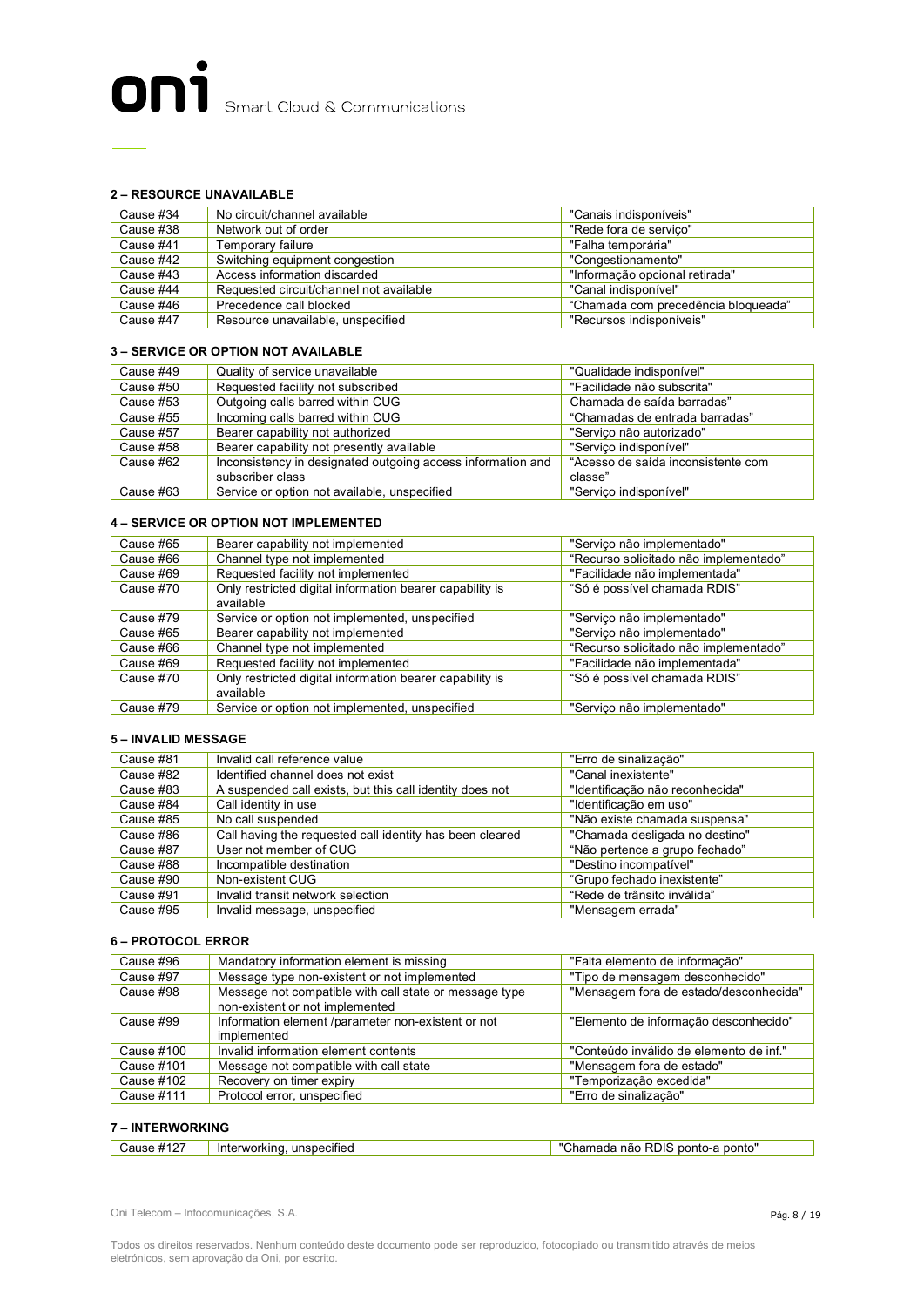#### 2 – RESOURCE UNAVAILABLE

| Cause #34 | No circuit/channel available | "Canais indisponíveis" |
|---|---|---|
| Cause #38 | Network out of order | "Rede fora de serviço" |
| Cause #41 | Temporary failure | "Falha temporária" |
| Cause #42 | Switching equipment congestion | "Congestionamento" |
| Cause #43 | Access information discarded | "Informação opcional retirada" |
| Cause #44 | Requested circuit/channel not available | "Canal indisponível" |
| Cause #46 | Precedence call blocked | "Chamada com precedência bloqueada" |
| Cause #47 | Resource unavailable, unspecified | "Recursos indisponíveis" |

#### 3 – SERVICE OR OPTION NOT AVAILABLE

| Cause #49 | Quality of service unavailable | "Qualidade indisponível" |
|---|---|---|
| Cause #50 | Requested facility not subscribed | "Facilidade não subscrita" |
| Cause #53 | Outgoing calls barred within CUG | Chamada de saída barradas" |
| Cause #55 | Incoming calls barred within CUG | "Chamadas de entrada barradas" |
| Cause #57 | Bearer capability not authorized | "Serviço não autorizado" |
| Cause #58 | Bearer capability not presently available | "Serviço indisponível" |
| Cause #62 | Inconsistency in designated outgoing access information and subscriber class | "Acesso de saída inconsistente com classe" |
| Cause #63 | Service or option not available, unspecified | "Serviço indisponível" |

#### 4 – SERVICE OR OPTION NOT IMPLEMENTED

| Cause #65 | Bearer capability not implemented | "Serviço não implementado" |
|---|---|---|
| Cause #66 | Channel type not implemented | "Recurso solicitado não implementado" |
| Cause #69 | Requested facility not implemented | "Facilidade não implementada" |
| Cause #70 | Only restricted digital information bearer capability is available | "Só é possível chamada RDIS" |
| Cause #79 | Service or option not implemented, unspecified | "Serviço não implementado" |
| Cause #65 | Bearer capability not implemented | "Serviço não implementado" |
| Cause #66 | Channel type not implemented | "Recurso solicitado não implementado" |
| Cause #69 | Requested facility not implemented | "Facilidade não implementada" |
| Cause #70 | Only restricted digital information bearer capability is available | "Só é possível chamada RDIS" |
| Cause #79 | Service or option not implemented, unspecified | "Serviço não implementado" |

#### 5 – INVALID MESSAGE

| Cause #81 | Invalid call reference value | "Erro de sinalização" |
|---|---|---|
| Cause #82 | Identified channel does not exist | "Canal inexistente" |
| Cause #83 | A suspended call exists, but this call identity does not | "Identificação não reconhecida" |
| Cause #84 | Call identity in use | "Identificação em uso" |
| Cause #85 | No call suspended | "Não existe chamada suspensa" |
| Cause #86 | Call having the requested call identity has been cleared | "Chamada desligada no destino" |
| Cause #87 | User not member of CUG | "Não pertence a grupo fechado" |
| Cause #88 | Incompatible destination | "Destino incompatível" |
| Cause #90 | Non-existent CUG | "Grupo fechado inexistente" |
| Cause #91 | Invalid transit network selection | "Rede de trânsito inválida" |
| Cause #95 | Invalid message, unspecified | "Mensagem errada" |

#### 6 – PROTOCOL ERROR

| Cause #96 | Mandatory information element is missing | "Falta elemento de informação" |
|---|---|---|
| Cause #97 | Message type non-existent or not implemented | "Tipo de mensagem desconhecido" |
| Cause #98 | Message not compatible with call state or message type non-existent or not implemented | "Mensagem fora de estado/desconhecida" |
| Cause #99 | Information element /parameter non-existent or not implemented | "Elemento de informação desconhecido" |
| Cause #100 | Invalid information element contents | "Conteúdo inválido de elemento de inf." |
| Cause #101 | Message not compatible with call state | "Mensagem fora de estado" |
| Cause #102 | Recovery on timer expiry | "Temporização excedida" |
| Cause #111 | Protocol error, unspecified | "Erro de sinalização" |

#### 7 – INTERWORKING

| Cause #127 | Interworking, unspecified | "Chamada não RDIS ponto-a ponto" |
|---|---|---|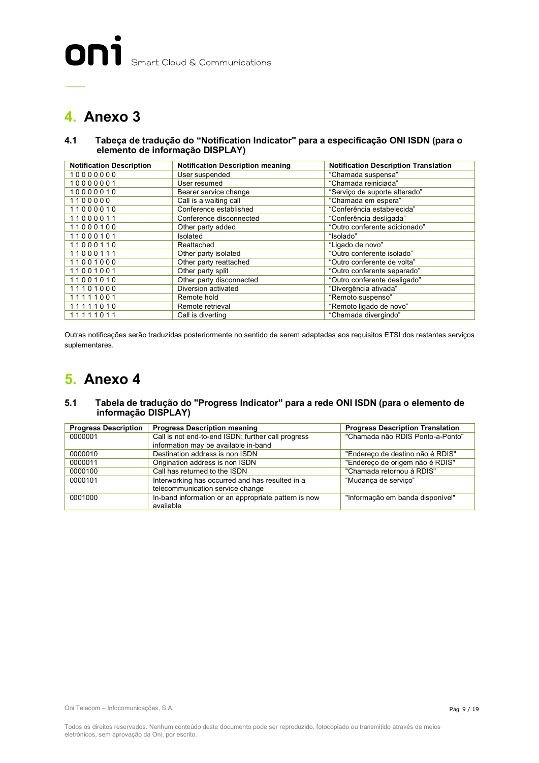# 4. Anexo 3

## 4.1 Tabeça de tradução do "Notification Indicator" para a especificação ONI ISDN (para o elemento de informação DISPLAY)

| Notification Description | Notification Description meaning | Notification Description Translation |
|---|---|---|
| 10000000 | User suspended | "Chamada suspensa" |
| 10000001 | User resumed | "Chamada reiniciada" |
| 10000010 | Bearer service change | "Serviço de suporte alterado" |
| 1100000 | Call is a waiting call | "Chamada em espera" |
| 11000010 | Conference established | "Conferência estabelecida" |
| 11000011 | Conference disconnected | "Conferência desligada" |
| 11000100 | Other party added | "Outro conferente adicionado" |
| 11000101 | Isolated | "Isolado" |
| 11000110 | Reattached | "Ligado de novo" |
| 11000111 | Other party isolated | "Outro conferente isolado" |
| 11001000 | Other party reattached | "Outro conferente de volta" |
| 11001001 | Other party split | "Outro conferente separado" |
| 11001010 | Other party disconnected | "Outro conferente desligado" |
| 11101000 | Diversion activated | "Divergência ativada" |
| 11111001 | Remote hold | "Remoto suspenso" |
| 11111010 | Remote retrieval | "Remoto ligado de novo" |
| 11111011 | Call is diverting | "Chamada divergindo" |

Outras notificações serão traduzidas posteriormente no sentido de serem adaptadas aos requisitos ETSI dos restantes serviços suplementares.

# 5. Anexo 4

## 5.1 Tabela de tradução do "Progress Indicator" para a rede ONI ISDN (para o elemento de informação DISPLAY)

| Progress Description | Progress Description meaning | Progress Description Translation |
|---|---|---|
| 0000001 | Call is not end-to-end ISDN; further call progress information may be available in-band | "Chamada não RDIS Ponto-a-Ponto" |
| 0000010 | Destination address is non ISDN | "Endereço de destino não é RDIS" |
| 0000011 | Origination address is non ISDN | "Endereço de origem não é RDIS" |
| 0000100 | Call has returned to the ISDN | "Chamada retornou à RDIS" |
| 0000101 | Interworking has occurred and has resulted in a telecommunication service change | "Mudança de serviço" |
| 0001000 | In-band information or an appropriate pattern is now available | "Informação em banda disponível" |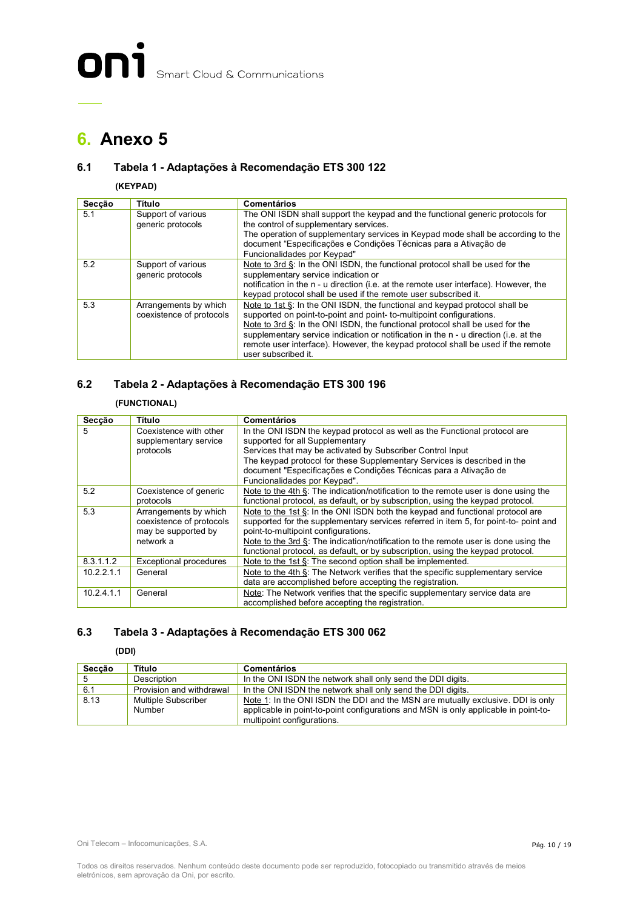# 6. Anexo 5

## 6.1 Tabela 1 - Adaptações à Recomendação ETS 300 122

**(KEYPAD)**

| Secção | Título | Comentários |
|---|---|---|
| 5.1 | Support of various generic protocols | The ONI ISDN shall support the keypad and the functional generic protocols for the control of supplementary services.<br>The operation of supplementary services in Keypad mode shall be according to the document "Especificações e Condições Técnicas para a Ativação de Funcionalidades por Keypad" |
| 5.2 | Support of various generic protocols | Note to 3rd §: In the ONI ISDN, the functional protocol shall be used for the supplementary service indication or notification in the n - u direction (i.e. at the remote user interface). However, the keypad protocol shall be used if the remote user subscribed it. |
| 5.3 | Arrangements by which coexistence of protocols | Note to 1st §: In the ONI ISDN, the functional and keypad protocol shall be supported on point-to-point and point- to-multipoint configurations.<br>Note to 3rd §: In the ONI ISDN, the functional protocol shall be used for the supplementary service indication or notification in the n - u direction (i.e. at the remote user interface). However, the keypad protocol shall be used if the remote user subscribed it. |

## 6.2 Tabela 2 - Adaptações à Recomendação ETS 300 196

**(FUNCTIONAL)**

| Secção | Título | Comentários |
|---|---|---|
| 5 | Coexistence with other supplementary service protocols | In the ONI ISDN the keypad protocol as well as the Functional protocol are supported for all Supplementary<br>Services that may be activated by Subscriber Control Input<br>The keypad protocol for these Supplementary Services is described in the document "Especificações e Condições Técnicas para a Ativação de Funcionalidades por Keypad". |
| 5.2 | Coexistence of generic protocols | Note to the 4th §: The indication/notification to the remote user is done using the functional protocol, as default, or by subscription, using the keypad protocol. |
| 5.3 | Arrangements by which coexistence of protocols may be supported by network a | Note to the 1st §: In the ONI ISDN both the keypad and functional protocol are supported for the supplementary services referred in item 5, for point-to- point and point-to-multipoint configurations.<br>Note to the 3rd §: The indication/notification to the remote user is done using the functional protocol, as default, or by subscription, using the keypad protocol. |
| 8.3.1.1.2 | Exceptional procedures | Note to the 1st §: The second option shall be implemented. |
| 10.2.2.1.1 | General | Note to the 4th §: The Network verifies that the specific supplementary service data are accomplished before accepting the registration. |
| 10.2.4.1.1 | General | Note: The Network verifies that the specific supplementary service data are accomplished before accepting the registration. |

## 6.3 Tabela 3 - Adaptações à Recomendação ETS 300 062

**(DDI)**

| Secção | Título | Comentários |
|---|---|---|
| 5 | Description | In the ONI ISDN the network shall only send the DDI digits. |
| 6.1 | Provision and withdrawal | In the ONI ISDN the network shall only send the DDI digits. |
| 8.13 | Multiple Subscriber Number | Note 1: In the ONI ISDN the DDI and the MSN are mutually exclusive. DDI is only applicable in point-to-point configurations and MSN is only applicable in point-to-multipoint configurations. |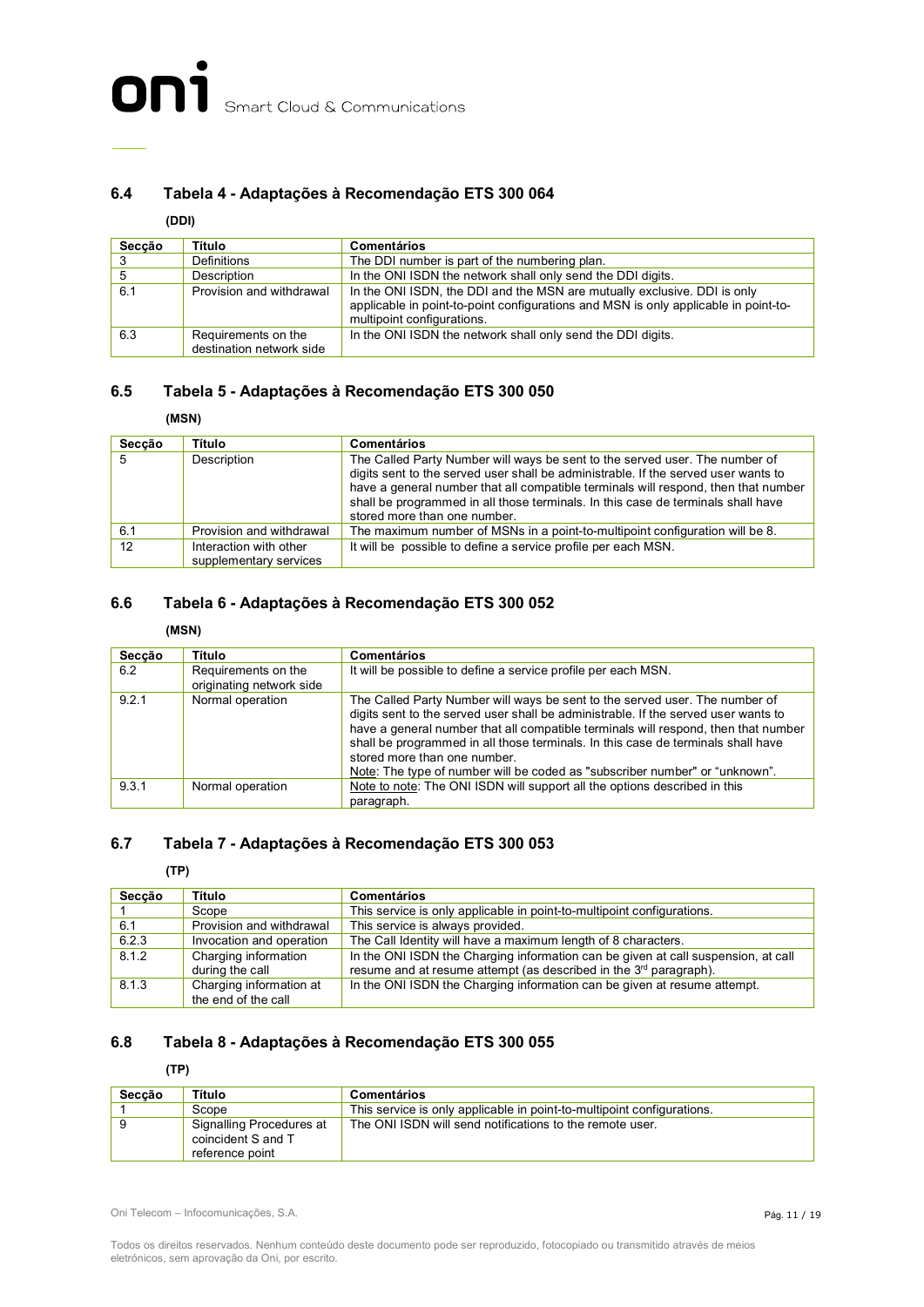## 6.4 Tabela 4 - Adaptações à Recomendação ETS 300 064

**(DDI)**

| Secção | Título | Comentários |
|---|---|---|
| 3 | Definitions | The DDI number is part of the numbering plan. |
| 5 | Description | In the ONI ISDN the network shall only send the DDI digits. |
| 6.1 | Provision and withdrawal | In the ONI ISDN, the DDI and the MSN are mutually exclusive. DDI is only applicable in point-to-point configurations and MSN is only applicable in point-to-multipoint configurations. |
| 6.3 | Requirements on the destination network side | In the ONI ISDN the network shall only send the DDI digits. |

## 6.5 Tabela 5 - Adaptações à Recomendação ETS 300 050

**(MSN)**

| Secção | Título | Comentários |
|---|---|---|
| 5 | Description | The Called Party Number will ways be sent to the served user. The number of digits sent to the served user shall be administrable. If the served user wants to have a general number that all compatible terminals will respond, then that number shall be programmed in all those terminals. In this case de terminals shall have stored more than one number. |
| 6.1 | Provision and withdrawal | The maximum number of MSNs in a point-to-multipoint configuration will be 8. |
| 12 | Interaction with other supplementary services | It will be possible to define a service profile per each MSN. |

## 6.6 Tabela 6 - Adaptações à Recomendação ETS 300 052

**(MSN)**

| Secção | Título | Comentários |
|---|---|---|
| 6.2 | Requirements on the originating network side | It will be possible to define a service profile per each MSN. |
| 9.2.1 | Normal operation | The Called Party Number will ways be sent to the served user. The number of digits sent to the served user shall be administrable. If the served user wants to have a general number that all compatible terminals will respond, then that number shall be programmed in all those terminals. In this case de terminals shall have stored more than one number.<br>Note: The type of number will be coded as "subscriber number" or "unknown". |
| 9.3.1 | Normal operation | Note to note: The ONI ISDN will support all the options described in this paragraph. |

## 6.7 Tabela 7 - Adaptações à Recomendação ETS 300 053

**(TP)**

| Secção | Título | Comentários |
|---|---|---|
| 1 | Scope | This service is only applicable in point-to-multipoint configurations. |
| 6.1 | Provision and withdrawal | This service is always provided. |
| 6.2.3 | Invocation and operation | The Call Identity will have a maximum length of 8 characters. |
| 8.1.2 | Charging information during the call | In the ONI ISDN the Charging information can be given at call suspension, at call resume and at resume attempt (as described in the 3rd paragraph). |
| 8.1.3 | Charging information at the end of the call | In the ONI ISDN the Charging information can be given at resume attempt. |

## 6.8 Tabela 8 - Adaptações à Recomendação ETS 300 055

**(TP)**

| Secção | Título | Comentários |
|---|---|---|
| 1 | Scope | This service is only applicable in point-to-multipoint configurations. |
| 9 | Signalling Procedures at coincident S and T reference point | The ONI ISDN will send notifications to the remote user. |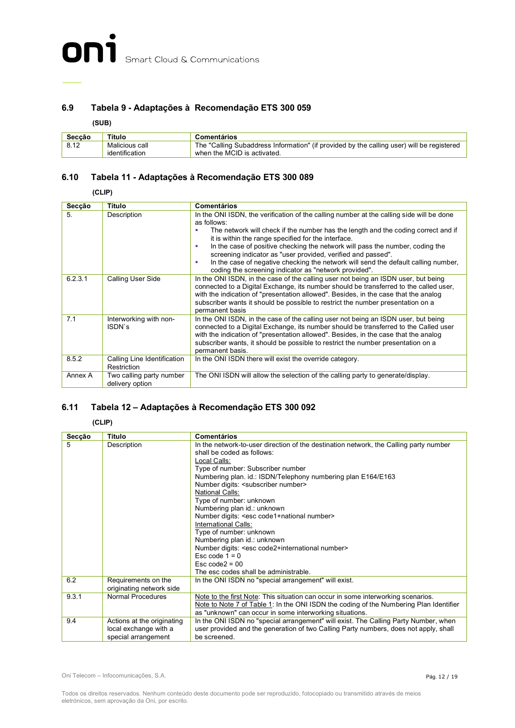## 6.9 Tabela 9 - Adaptações à Recomendação ETS 300 059

**(SUB)**

| Secção | Título | Comentários |
|---|---|---|
| 8.12 | Malicious call identification | The "Calling Subaddress Information" (if provided by the calling user) will be registered when the MCID is activated. |

## 6.10 Tabela 11 - Adaptações à Recomendação ETS 300 089

**(CLIP)**

| Secção | Título | Comentários |
|---|---|---|
| 5. | Description | In the ONI ISDN, the verification of the calling number at the calling side will be done as follows:<br>▪ The network will check if the number has the length and the coding correct and if it is within the range specified for the interface.<br>▪ In the case of positive checking the network will pass the number, coding the screening indicator as "user provided, verified and passed".<br>▪ In the case of negative checking the network will send the default calling number, coding the screening indicator as "network provided". |
| 6.2.3.1 | Calling User Side | In the ONI ISDN, in the case of the calling user not being an ISDN user, but being connected to a Digital Exchange, its number should be transferred to the called user, with the indication of "presentation allowed". Besides, in the case that the analog subscriber wants it should be possible to restrict the number presentation on a permanent basis |
| 7.1 | Interworking with non-ISDN`s | In the ONI ISDN, in the case of the calling user not being an ISDN user, but being connected to a Digital Exchange, its number should be transferred to the Called user with the indication of "presentation allowed". Besides, in the case that the analog subscriber wants, it should be possible to restrict the number presentation on a permanent basis. |
| 8.5.2 | Calling Line Identification Restriction | In the ONI ISDN there will exist the override category. |
| Annex A | Two calling party number delivery option | The ONI ISDN will allow the selection of the calling party to generate/display. |

## 6.11 Tabela 12 – Adaptações à Recomendação ETS 300 092

**(CLIP)**

| Secção | Título | Comentários |
|---|---|---|
| 5 | Description | In the network-to-user direction of the destination network, the Calling party number shall be coded as follows:<br><u>Local Calls:</u><br>Type of number: Subscriber number<br>Numbering plan. id.: ISDN/Telephony numbering plan E164/E163<br>Number digits: <subscriber number><br><u>National Calls:</u><br>Type of number: unknown<br>Numbering plan id.: unknown<br>Number digits: <esc code1+national number><br><u>International Calls:</u><br>Type of number: unknown<br>Numbering plan id.: unknown<br>Number digits: <esc code2+international number><br>Esc code 1 = 0<br>Esc code2 = 00<br>The esc codes shall be administrable. |
| 6.2 | Requirements on the originating network side | In the ONI ISDN no "special arrangement" will exist. |
| 9.3.1 | Normal Procedures | <u>Note to the first Note</u>: This situation can occur in some interworking scenarios.<br><u>Note to Note 7 of Table 1</u>: In the ONI ISDN the coding of the Numbering Plan Identifier as "unknown" can occur in some interworking situations. |
| 9.4 | Actions at the originating local exchange with a special arrangement | In the ONI ISDN no "special arrangement" will exist. The Calling Party Number, when user provided and the generation of two Calling Party numbers, does not apply, shall be screened. |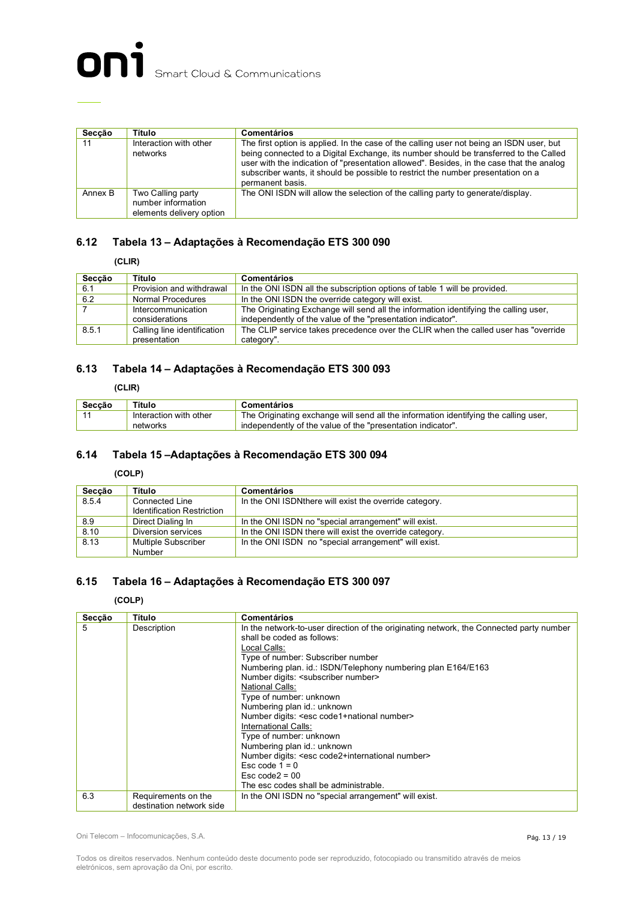| Secção | Título | Comentários |
|---|---|---|
| 11 | Interaction with other networks | The first option is applied. In the case of the calling user not being an ISDN user, but being connected to a Digital Exchange, its number should be transferred to the Called user with the indication of "presentation allowed". Besides, in the case that the analog subscriber wants, it should be possible to restrict the number presentation on a permanent basis. |
| Annex B | Two Calling party number information elements delivery option | The ONI ISDN will allow the selection of the calling party to generate/display. |

## 6.12 Tabela 13 – Adaptações à Recomendação ETS 300 090

**(CLIR)**

| Secção | Título | Comentários |
|---|---|---|
| 6.1 | Provision and withdrawal | In the ONI ISDN all the subscription options of table 1 will be provided. |
| 6.2 | Normal Procedures | In the ONI ISDN the override category will exist. |
| 7 | Intercommunication considerations | The Originating Exchange will send all the information identifying the calling user, independently of the value of the "presentation indicator". |
| 8.5.1 | Calling line identification presentation | The CLIP service takes precedence over the CLIR when the called user has "override category". |

## 6.13 Tabela 14 – Adaptações à Recomendação ETS 300 093

**(CLIR)**

| Secção | Título | Comentários |
|---|---|---|
| 11 | Interaction with other networks | The Originating exchange will send all the information identifying the calling user, independently of the value of the "presentation indicator". |

## 6.14 Tabela 15 –Adaptações à Recomendação ETS 300 094

**(COLP)**

| Secção | Título | Comentários |
|---|---|---|
| 8.5.4 | Connected Line Identification Restriction | In the ONI ISDNthere will exist the override category. |
| 8.9 | Direct Dialing In | In the ONI ISDN no "special arrangement" will exist. |
| 8.10 | Diversion services | In the ONI ISDN there will exist the override category. |
| 8.13 | Multiple Subscriber Number | In the ONI ISDN no "special arrangement" will exist. |

## 6.15 Tabela 16 – Adaptações à Recomendação ETS 300 097

**(COLP)**

| Secção | Título | Comentários |
|---|---|---|
| 5 | Description | In the network-to-user direction of the originating network, the Connected party number shall be coded as follows:<br>Local Calls:<br>Type of number: Subscriber number<br>Numbering plan. id.: ISDN/Telephony numbering plan E164/E163<br>Number digits: <subscriber number><br>National Calls:<br>Type of number: unknown<br>Numbering plan id.: unknown<br>Number digits: <esc code1+national number><br>International Calls:<br>Type of number: unknown<br>Numbering plan id.: unknown<br>Number digits: <esc code2+international number><br>Esc code 1 = 0<br>Esc code2 = 00<br>The esc codes shall be administrable. |
| 6.3 | Requirements on the destination network side | In the ONI ISDN no "special arrangement" will exist. |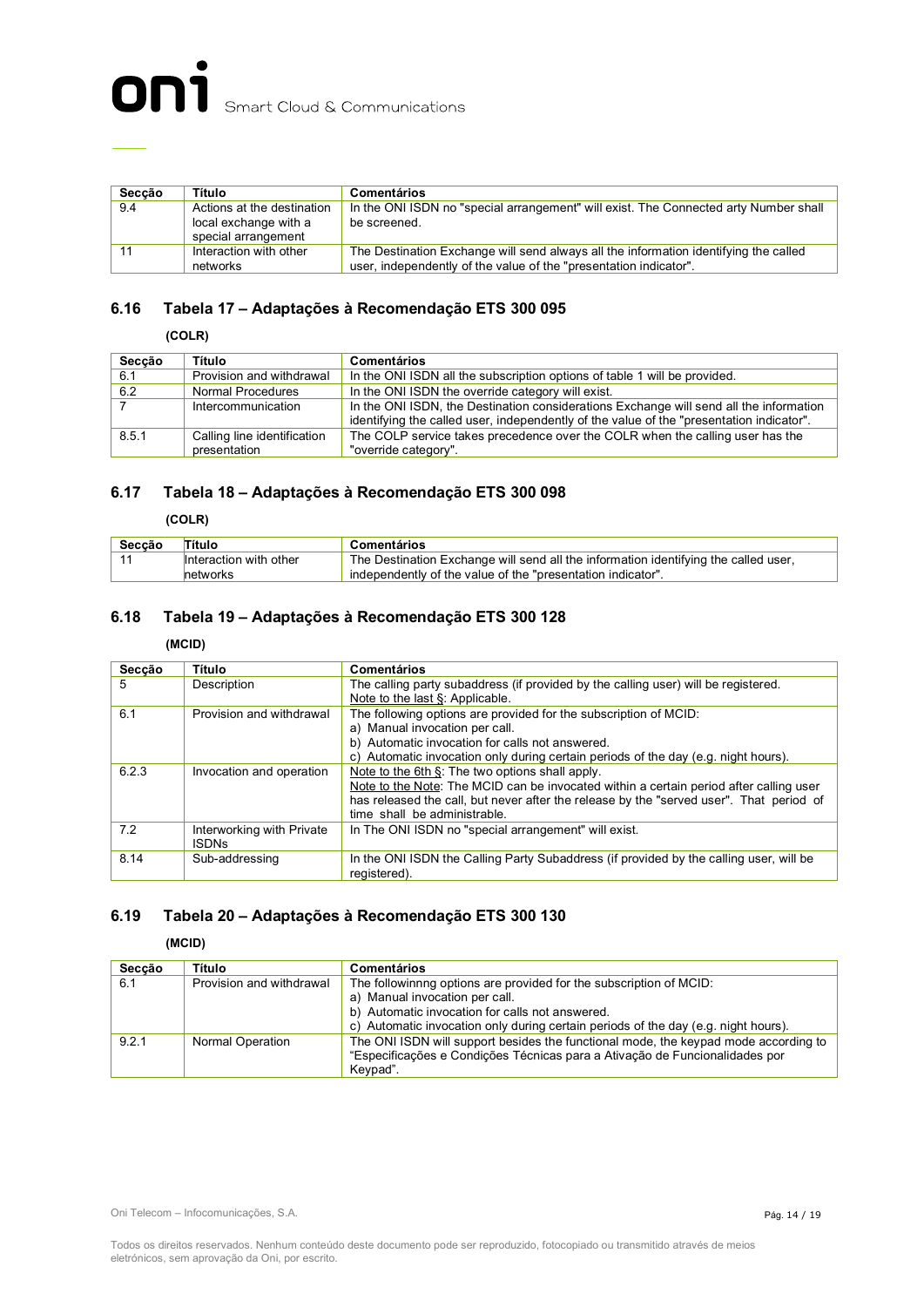| Secção | Título | Comentários |
|---|---|---|
| 9.4 | Actions at the destination local exchange with a special arrangement | In the ONI ISDN no "special arrangement" will exist. The Connected arty Number shall be screened. |
| 11 | Interaction with other networks | The Destination Exchange will send always all the information identifying the called user, independently of the value of the "presentation indicator". |

## 6.16 Tabela 17 – Adaptações à Recomendação ETS 300 095

**(COLR)**

| Secção | Título | Comentários |
|---|---|---|
| 6.1 | Provision and withdrawal | In the ONI ISDN all the subscription options of table 1 will be provided. |
| 6.2 | Normal Procedures | In the ONI ISDN the override category will exist. |
| 7 | Intercommunication | In the ONI ISDN, the Destination considerations Exchange will send all the information identifying the called user, independently of the value of the "presentation indicator". |
| 8.5.1 | Calling line identification presentation | The COLP service takes precedence over the COLR when the calling user has the "override category". |

## 6.17 Tabela 18 – Adaptações à Recomendação ETS 300 098

**(COLR)**

| Secção | Título | Comentários |
|---|---|---|
| 11 | Interaction with other networks | The Destination Exchange will send all the information identifying the called user, independently of the value of the "presentation indicator". |

## 6.18 Tabela 19 – Adaptações à Recomendação ETS 300 128

**(MCID)**

| Secção | Título | Comentários |
|---|---|---|
| 5 | Description | The calling party subaddress (if provided by the calling user) will be registered.<br>Note to the last §: Applicable. |
| 6.1 | Provision and withdrawal | The following options are provided for the subscription of MCID:<br>a) Manual invocation per call.<br>b) Automatic invocation for calls not answered.<br>c) Automatic invocation only during certain periods of the day (e.g. night hours). |
| 6.2.3 | Invocation and operation | Note to the 6th §: The two options shall apply.<br>Note to the Note: The MCID can be invocated within a certain period after calling user has released the call, but never after the release by the "served user". That period of time shall be administrable. |
| 7.2 | Interworking with Private ISDNs | In The ONI ISDN no "special arrangement" will exist. |
| 8.14 | Sub-addressing | In the ONI ISDN the Calling Party Subaddress (if provided by the calling user, will be registered). |

## 6.19 Tabela 20 – Adaptações à Recomendação ETS 300 130

**(MCID)**

| Secção | Título | Comentários |
|---|---|---|
| 6.1 | Provision and withdrawal | The followinnng options are provided for the subscription of MCID:<br>a) Manual invocation per call.<br>b) Automatic invocation for calls not answered.<br>c) Automatic invocation only during certain periods of the day (e.g. night hours). |
| 9.2.1 | Normal Operation | The ONI ISDN will support besides the functional mode, the keypad mode according to "Especificações e Condições Técnicas para a Ativação de Funcionalidades por Keypad". |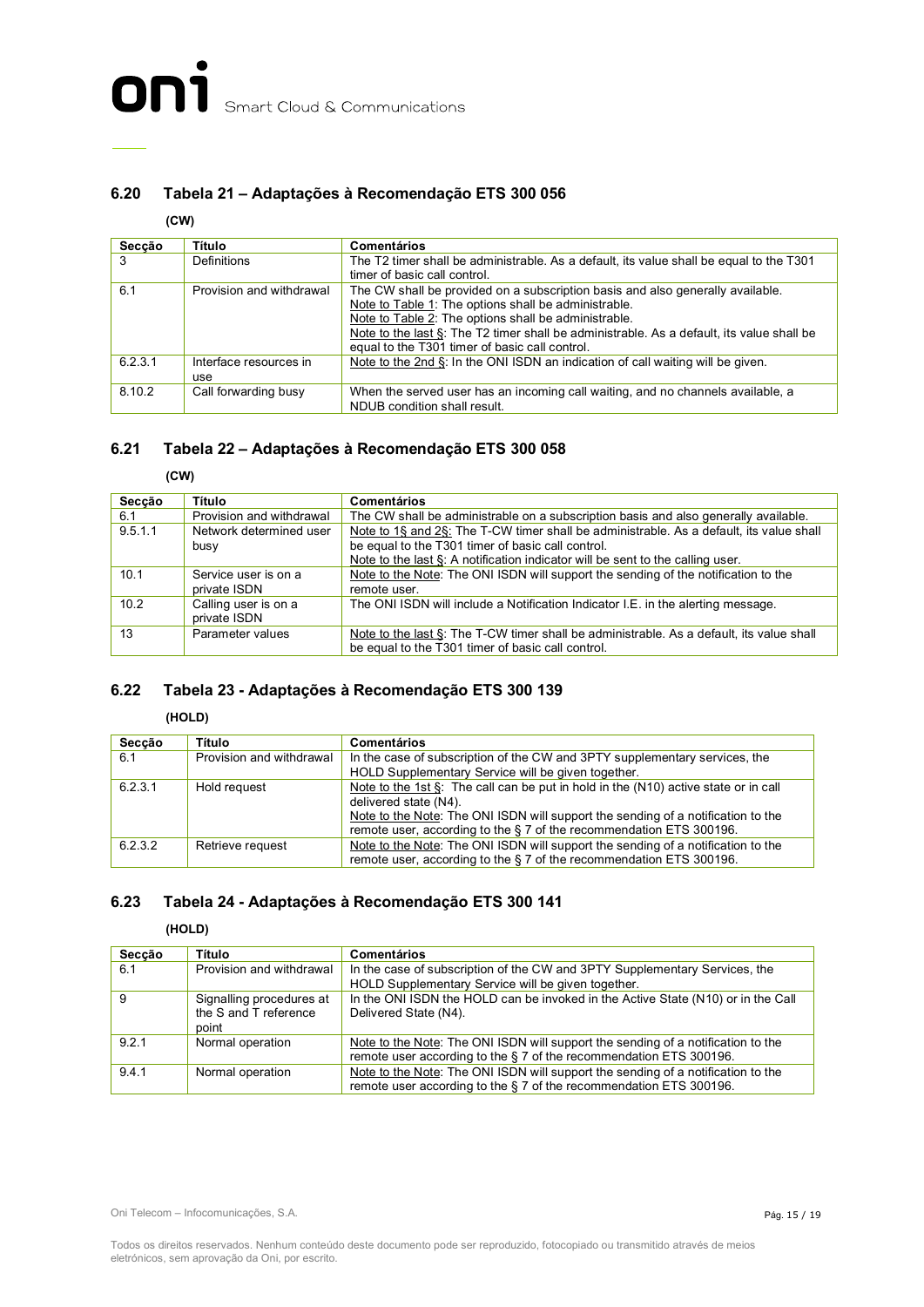## 6.20 Tabela 21 – Adaptações à Recomendação ETS 300 056

**(CW)**

| Secção | Título | Comentários |
|---|---|---|
| 3 | Definitions | The T2 timer shall be administrable. As a default, its value shall be equal to the T301 timer of basic call control. |
| 6.1 | Provision and withdrawal | The CW shall be provided on a subscription basis and also generally available.<br>Note to Table 1: The options shall be administrable.<br>Note to Table 2: The options shall be administrable.<br>Note to the last §: The T2 timer shall be administrable. As a default, its value shall be equal to the T301 timer of basic call control. |
| 6.2.3.1 | Interface resources in use | Note to the 2nd §: In the ONI ISDN an indication of call waiting will be given. |
| 8.10.2 | Call forwarding busy | When the served user has an incoming call waiting, and no channels available, a NDUB condition shall result. |

## 6.21 Tabela 22 – Adaptações à Recomendação ETS 300 058

**(CW)**

| Secção | Título | Comentários |
|---|---|---|
| 6.1 | Provision and withdrawal | The CW shall be administrable on a subscription basis and also generally available. |
| 9.5.1.1 | Network determined user busy | Note to 1§ and 2§: The T-CW timer shall be administrable. As a default, its value shall be equal to the T301 timer of basic call control.<br>Note to the last §: A notification indicator will be sent to the calling user. |
| 10.1 | Service user is on a private ISDN | Note to the Note: The ONI ISDN will support the sending of the notification to the remote user. |
| 10.2 | Calling user is on a private ISDN | The ONI ISDN will include a Notification Indicator I.E. in the alerting message. |
| 13 | Parameter values | Note to the last §: The T-CW timer shall be administrable. As a default, its value shall be equal to the T301 timer of basic call control. |

## 6.22 Tabela 23 - Adaptações à Recomendação ETS 300 139

**(HOLD)**

| Secção | Título | Comentários |
|---|---|---|
| 6.1 | Provision and withdrawal | In the case of subscription of the CW and 3PTY supplementary services, the HOLD Supplementary Service will be given together. |
| 6.2.3.1 | Hold request | Note to the 1st §: The call can be put in hold in the (N10) active state or in call delivered state (N4).<br>Note to the Note: The ONI ISDN will support the sending of a notification to the remote user, according to the § 7 of the recommendation ETS 300196. |
| 6.2.3.2 | Retrieve request | Note to the Note: The ONI ISDN will support the sending of a notification to the remote user, according to the § 7 of the recommendation ETS 300196. |

## 6.23 Tabela 24 - Adaptações à Recomendação ETS 300 141

**(HOLD)**

| Secção | Título | Comentários |
|---|---|---|
| 6.1 | Provision and withdrawal | In the case of subscription of the CW and 3PTY Supplementary Services, the HOLD Supplementary Service will be given together. |
| 9 | Signalling procedures at the S and T reference point | In the ONI ISDN the HOLD can be invoked in the Active State (N10) or in the Call Delivered State (N4). |
| 9.2.1 | Normal operation | Note to the Note: The ONI ISDN will support the sending of a notification to the remote user according to the § 7 of the recommendation ETS 300196. |
| 9.4.1 | Normal operation | Note to the Note: The ONI ISDN will support the sending of a notification to the remote user according to the § 7 of the recommendation ETS 300196. |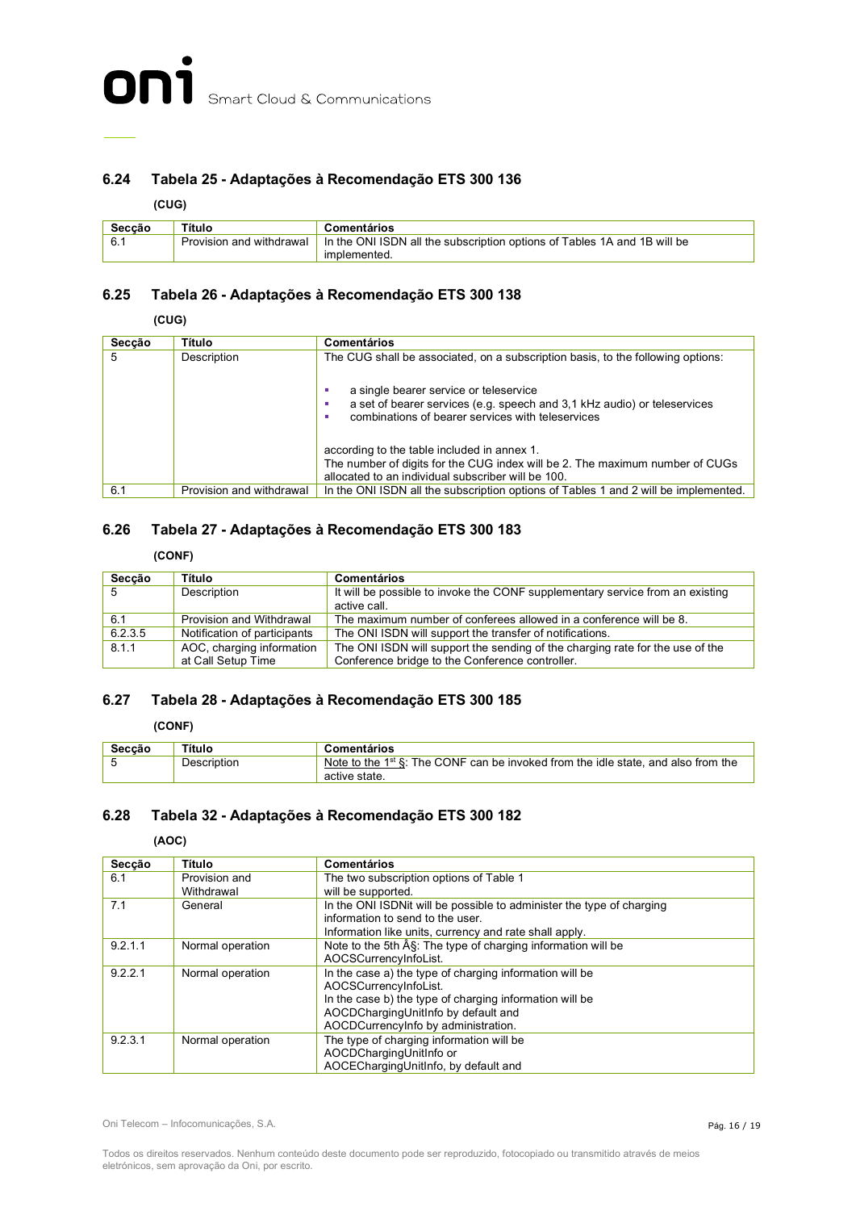## 6.24 Tabela 25 - Adaptações à Recomendação ETS 300 136

**(CUG)**

| Secção | Título | Comentários |
|---|---|---|
| 6.1 | Provision and withdrawal | In the ONI ISDN all the subscription options of Tables 1A and 1B will be implemented. |

## 6.25 Tabela 26 - Adaptações à Recomendação ETS 300 138

**(CUG)**

| Secção | Título | Comentários |
|---|---|---|
| 5 | Description | The CUG shall be associated, on a subscription basis, to the following options:<br><br>▪ a single bearer service or teleservice<br>▪ a set of bearer services (e.g. speech and 3,1 kHz audio) or teleservices<br>▪ combinations of bearer services with teleservices<br><br>according to the table included in annex 1.<br>The number of digits for the CUG index will be 2. The maximum number of CUGs allocated to an individual subscriber will be 100. |
| 6.1 | Provision and withdrawal | In the ONI ISDN all the subscription options of Tables 1 and 2 will be implemented. |

## 6.26 Tabela 27 - Adaptações à Recomendação ETS 300 183

**(CONF)**

| Secção | Título | Comentários |
|---|---|---|
| 5 | Description | It will be possible to invoke the CONF supplementary service from an existing active call. |
| 6.1 | Provision and Withdrawal | The maximum number of conferees allowed in a conference will be 8. |
| 6.2.3.5 | Notification of participants | The ONI ISDN will support the transfer of notifications. |
| 8.1.1 | AOC, charging information at Call Setup Time | The ONI ISDN will support the sending of the charging rate for the use of the Conference bridge to the Conference controller. |

## 6.27 Tabela 28 - Adaptações à Recomendação ETS 300 185

**(CONF)**

| Secção | Título | Comentários |
|---|---|---|
| 5 | Description | Note to the 1st §: The CONF can be invoked from the idle state, and also from the active state. |

## 6.28 Tabela 32 - Adaptações à Recomendação ETS 300 182

**(AOC)**

| Secção | Título | Comentários |
|---|---|---|
| 6.1 | Provision and Withdrawal | The two subscription options of Table 1 will be supported. |
| 7.1 | General | In the ONI ISDNit will be possible to administer the type of charging information to send to the user.<br>Information like units, currency and rate shall apply. |
| 9.2.1.1 | Normal operation | Note to the 5th Â§: The type of charging information will be AOCSCurrencyInfoList. |
| 9.2.2.1 | Normal operation | In the case a) the type of charging information will be AOCSCurrencyInfoList.<br>In the case b) the type of charging information will be AOCDChargingUnitInfo by default and AOCDCurrencyInfo by administration. |
| 9.2.3.1 | Normal operation | The type of charging information will be AOCDChargingUnitInfo or AOCEChargingUnitInfo, by default and |

Oni Telecom – Infocomunicações, S.A.

Todos os direitos reservados. Nenhum conteúdo deste documento pode ser reproduzido, fotocopiado ou transmitido através de meios eletrónicos, sem aprovação da Oni, por escrito.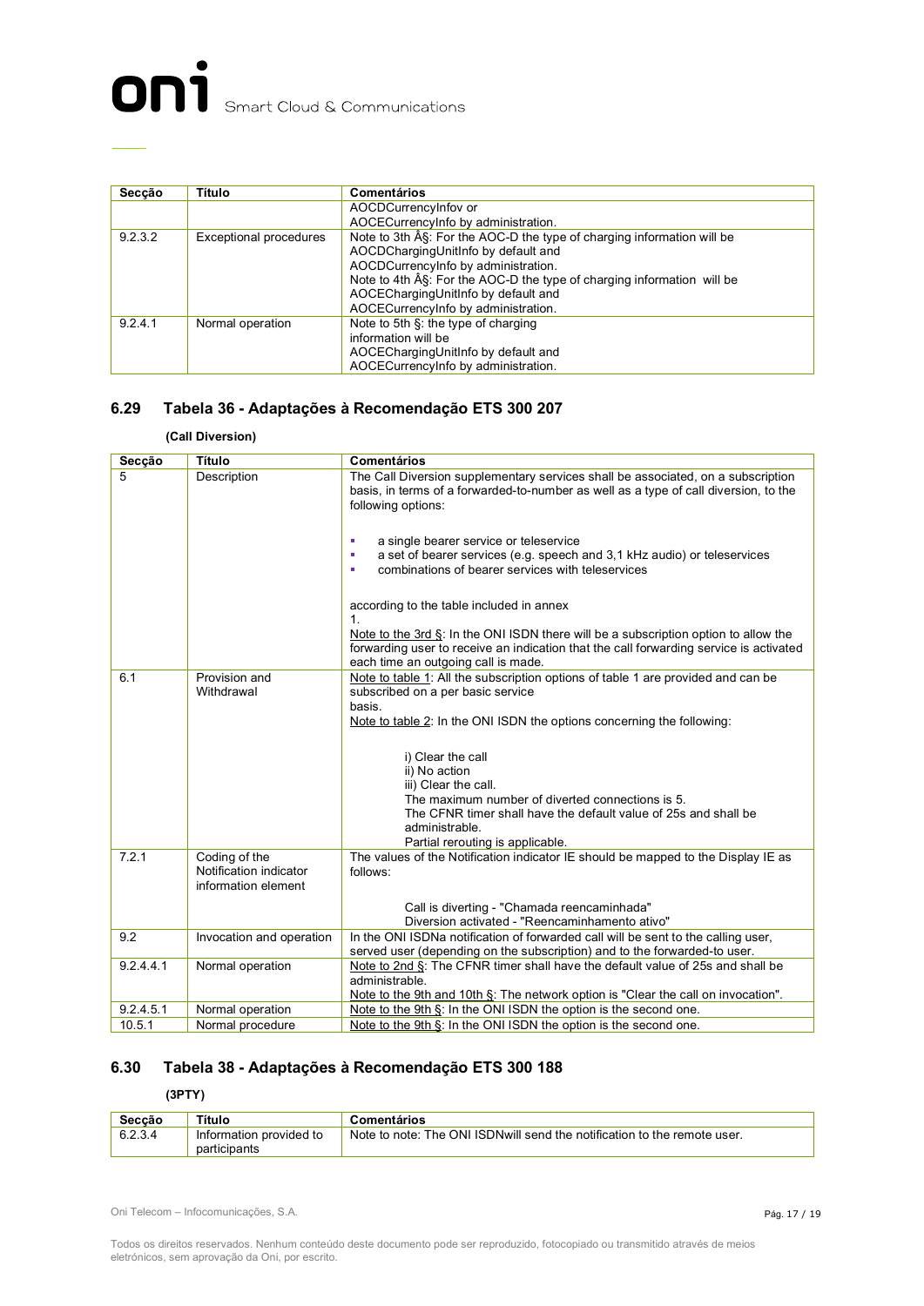| Secção | Título | Comentários |
|---|---|---|
| | | AOCDCurrencyInfov or<br>AOCECurrencyInfo by administration. |
| 9.2.3.2 | Exceptional procedures | Note to 3th Â§: For the AOC-D the type of charging information will be AOCDChargingUnitInfo by default and<br>AOCDCurrencyInfo by administration.<br>Note to 4th Â§: For the AOC-D the type of charging information will be AOCEChargingUnitInfo by default and<br>AOCECurrencyInfo by administration. |
| 9.2.4.1 | Normal operation | Note to 5th §: the type of charging information will be<br>AOCEChargingUnitInfo by default and<br>AOCECurrencyInfo by administration. |

## 6.29 Tabela 36 - Adaptações à Recomendação ETS 300 207

**(Call Diversion)**

| Secção | Título | Comentários |
|---|---|---|
| 5 | Description | The Call Diversion supplementary services shall be associated, on a subscription basis, in terms of a forwarded-to-number as well as a type of call diversion, to the following options:<br><br>- a single bearer service or teleservice<br>- a set of bearer services (e.g. speech and 3,1 kHz audio) or teleservices<br>- combinations of bearer services with teleservices<br><br>according to the table included in annex 1.<br>Note to the 3rd §: In the ONI ISDN there will be a subscription option to allow the forwarding user to receive an indication that the call forwarding service is activated each time an outgoing call is made. |
| 6.1 | Provision and Withdrawal | Note to table 1: All the subscription options of table 1 are provided and can be subscribed on a per basic service basis.<br>Note to table 2: In the ONI ISDN the options concerning the following:<br><br>i) Clear the call<br>ii) No action<br>iii) Clear the call.<br>The maximum number of diverted connections is 5.<br>The CFNR timer shall have the default value of 25s and shall be administrable.<br>Partial rerouting is applicable. |
| 7.2.1 | Coding of the Notification indicator information element | The values of the Notification indicator IE should be mapped to the Display IE as follows:<br><br>Call is diverting - "Chamada reencaminhada"<br>Diversion activated - "Reencaminhamento ativo" |
| 9.2 | Invocation and operation | In the ONI ISDNa notification of forwarded call will be sent to the calling user, served user (depending on the subscription) and to the forwarded-to user. |
| 9.2.4.4.1 | Normal operation | Note to 2nd §: The CFNR timer shall have the default value of 25s and shall be administrable.<br>Note to the 9th and 10th §: The network option is "Clear the call on invocation". |
| 9.2.4.5.1 | Normal operation | Note to the 9th §: In the ONI ISDN the option is the second one. |
| 10.5.1 | Normal procedure | Note to the 9th §: In the ONI ISDN the option is the second one. |

## 6.30 Tabela 38 - Adaptações à Recomendação ETS 300 188

**(3PTY)**

| Secção | Título | Comentários |
|---|---|---|
| 6.2.3.4 | Information provided to participants | Note to note: The ONI ISDNwill send the notification to the remote user. |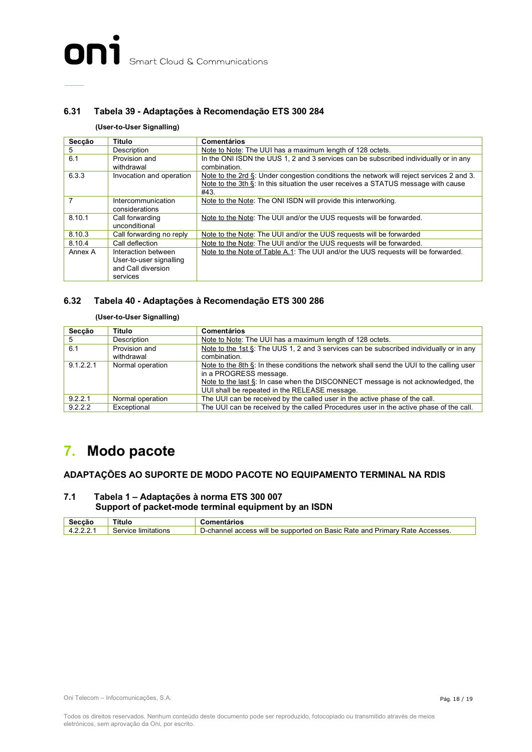### 6.31 Tabela 39 - Adaptações à Recomendação ETS 300 284

**(User-to-User Signalling)**

| Secção | Título | Comentários |
|---|---|---|
| 5 | Description | Note to Note: The UUI has a maximum length of 128 octets. |
| 6.1 | Provision and withdrawal | In the ONI ISDN the UUS 1, 2 and 3 services can be subscribed individually or in any combination. |
| 6.3.3 | Invocation and operation | Note to the 2rd §: Under congestion conditions the network will reject services 2 and 3. Note to the 3th §: In this situation the user receives a STATUS message with cause #43. |
| 7 | Intercommunication considerations | Note to the Note: The ONI ISDN will provide this interworking. |
| 8.10.1 | Call forwarding unconditional | Note to the Note: The UUI and/or the UUS requests will be forwarded. |
| 8.10.3 | Call forwarding no reply | Note to the Note: The UUI and/or the UUS requests will be forwarded |
| 8.10.4 | Call deflection | Note to the Note: The UUI and/or the UUS requests will be forwarded. |
| Annex A | Interaction between User-to-user signalling and Call diversion services | Note to the Note of Table A.1: The UUI and/or the UUS requests will be forwarded. |

### 6.32 Tabela 40 - Adaptações à Recomendação ETS 300 286

**(User-to-User Signalling)**

| Secção | Título | Comentários |
|---|---|---|
| 5 | Description | Note to Note: The UUI has a maximum length of 128 octets. |
| 6.1 | Provision and withdrawal | Note to the 1st §: The UUS 1, 2 and 3 services can be subscribed individually or in any combination. |
| 9.1.2.2.1 | Normal operation | Note to the 8th §: In these conditions the network shall send the UUI to the calling user in a PROGRESS message. Note to the last §: In case when the DISCONNECT message is not acknowledged, the UUI shall be repeated in the RELEASE message. |
| 9.2.2.1 | Normal operation | The UUI can be received by the called user in the active phase of the call. |
| 9.2.2.2 | Exceptional | The UUI can be received by the called Procedures user in the active phase of the call. |

# 7. Modo pacote

## ADAPTAÇÕES AO SUPORTE DE MODO PACOTE NO EQUIPAMENTO TERMINAL NA RDIS

### 7.1 Tabela 1 – Adaptações à norma ETS 300 007 Support of packet-mode terminal equipment by an ISDN

| Secção | Título | Comentários |
|---|---|---|
| 4.2.2.2.1 | Service limitations | D-channel access will be supported on Basic Rate and Primary Rate Accesses. |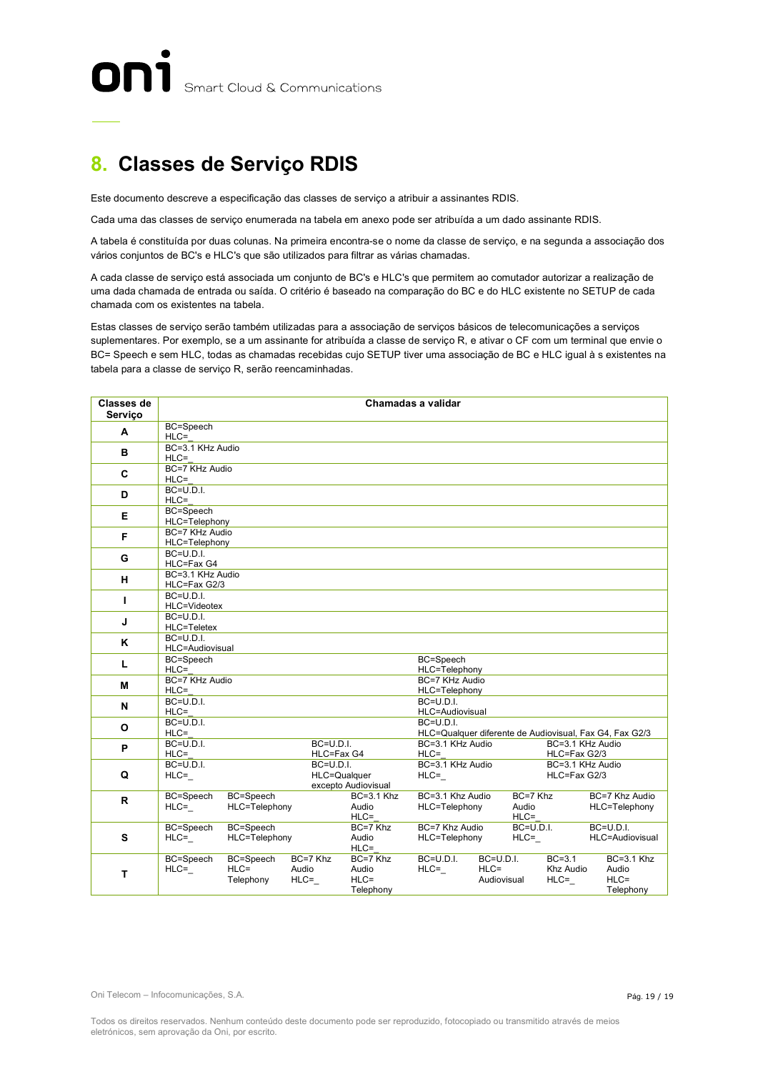# 8. Classes de Serviço RDIS

Este documento descreve a especificação das classes de serviço a atribuir a assinantes RDIS.

Cada uma das classes de serviço enumerada na tabela em anexo pode ser atribuída a um dado assinante RDIS.

A tabela é constituída por duas colunas. Na primeira encontra-se o nome da classe de serviço, e na segunda a associação dos vários conjuntos de BC's e HLC's que são utilizados para filtrar as várias chamadas.

A cada classe de serviço está associada um conjunto de BC's e HLC's que permitem ao comutador autorizar a realização de uma dada chamada de entrada ou saída. O critério é baseado na comparação do BC e do HLC existente no SETUP de cada chamada com os existentes na tabela.

Estas classes de serviço serão também utilizadas para a associação de serviços básicos de telecomunicações a serviços suplementares. Por exemplo, se a um assinante for atribuída a classe de serviço R, e ativar o CF com um terminal que envie o BC= Speech e sem HLC, todas as chamadas recebidas cujo SETUP tiver uma associação de BC e HLC igual à s existentes na tabela para a classe de serviço R, serão reencaminhadas.

| Classes de Serviço | Chamadas a validar | | | | | | | |
|---|---|---|---|---|---|---|---|---|
| A | BC=Speech HLC=_ | | | | | | | |
| B | BC=3.1 KHz Audio HLC=_ | | | | | | | |
| C | BC=7 KHz Audio HLC=_ | | | | | | | |
| D | BC=U.D.I. HLC=_ | | | | | | | |
| E | BC=Speech HLC=Telephony | | | | | | | |
| F | BC=7 KHz Audio HLC=Telephony | | | | | | | |
| G | BC=U.D.I. HLC=Fax G4 | | | | | | | |
| H | BC=3.1 KHz Audio HLC=Fax G2/3 | | | | | | | |
| I | BC=U.D.I. HLC=Videotex | | | | | | | |
| J | BC=U.D.I. HLC=Teletex | | | | | | | |
| K | BC=U.D.I. HLC=Audiovisual | | | | | | | |
| L | BC=Speech HLC=_ | | | | BC=Speech HLC=Telephony | | | |
| M | BC=7 KHz Audio HLC=_ | | | | BC=7 KHz Audio HLC=Telephony | | | |
| N | BC=U.D.I. HLC=_ | | | | BC=U.D.I. HLC=Audiovisual | | | |
| O | BC=U.D.I. HLC=_ | | | | BC=U.D.I. HLC=Qualquer diferente de Audiovisual, Fax G4, Fax G2/3 | | | |
| P | BC=U.D.I. HLC=_ | | BC=U.D.I. HLC=Fax G4 | | BC=3.1 KHz Audio HLC=_ | | BC=3.1 KHz Audio HLC=Fax G2/3 | |
| Q | BC=U.D.I. HLC=_ | | BC=U.D.I. HLC=Qualquer excepto Audiovisual | | BC=3.1 KHz Audio HLC=_ | | BC=3.1 KHz Audio HLC=Fax G2/3 | |
| R | BC=Speech HLC=_ | BC=Speech HLC=Telephony | | BC=3.1 Khz Audio HLC=_ | BC=3.1 Khz Audio HLC=Telephony | BC=7 Khz Audio HLC=_ | | BC=7 Khz Audio HLC=Telephony |
| S | BC=Speech HLC=_ | BC=Speech HLC=Telephony | | BC=7 Khz Audio HLC=_ | BC=7 Khz Audio HLC=Telephony | BC=U.D.I. HLC=_ | | BC=U.D.I. HLC=Audiovisual |
| T | BC=Speech HLC=_ | BC=Speech HLC= Telephony | BC=7 Khz Audio HLC=_ | BC=7 Khz Audio HLC= Telephony | BC=U.D.I. HLC=_ | BC=U.D.I. HLC= Audiovisual | BC=3.1 Khz Audio HLC=_ | BC=3.1 Khz Audio HLC= Telephony |